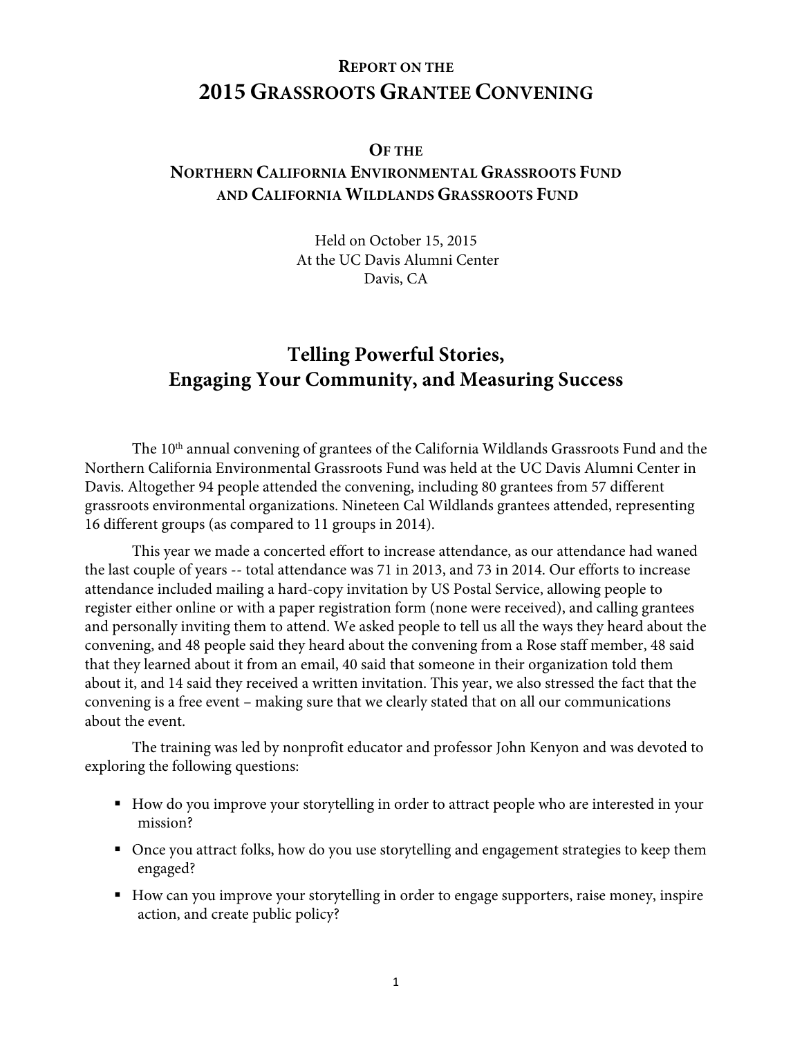# Report on the 2015 Grassroots Grantee Convening

## Of the Northern California Environmental Grassroots Fund and California Wildlands Grassroots Fund

Held on October 15, 2015
At the UC Davis Alumni Center
Davis, CA

## Telling Powerful Stories, Engaging Your Community, and Measuring Success

The 10th annual convening of grantees of the California Wildlands Grassroots Fund and the Northern California Environmental Grassroots Fund was held at the UC Davis Alumni Center in Davis. Altogether 94 people attended the convening, including 80 grantees from 57 different grassroots environmental organizations. Nineteen Cal Wildlands grantees attended, representing 16 different groups (as compared to 11 groups in 2014).

This year we made a concerted effort to increase attendance, as our attendance had waned the last couple of years -- total attendance was 71 in 2013, and 73 in 2014. Our efforts to increase attendance included mailing a hard-copy invitation by US Postal Service, allowing people to register either online or with a paper registration form (none were received), and calling grantees and personally inviting them to attend. We asked people to tell us all the ways they heard about the convening, and 48 people said they heard about the convening from a Rose staff member, 48 said that they learned about it from an email, 40 said that someone in their organization told them about it, and 14 said they received a written invitation. This year, we also stressed the fact that the convening is a free event – making sure that we clearly stated that on all our communications about the event.

The training was led by nonprofit educator and professor John Kenyon and was devoted to exploring the following questions:

- How do you improve your storytelling in order to attract people who are interested in your mission?
- Once you attract folks, how do you use storytelling and engagement strategies to keep them engaged?
- How can you improve your storytelling in order to engage supporters, raise money, inspire action, and create public policy?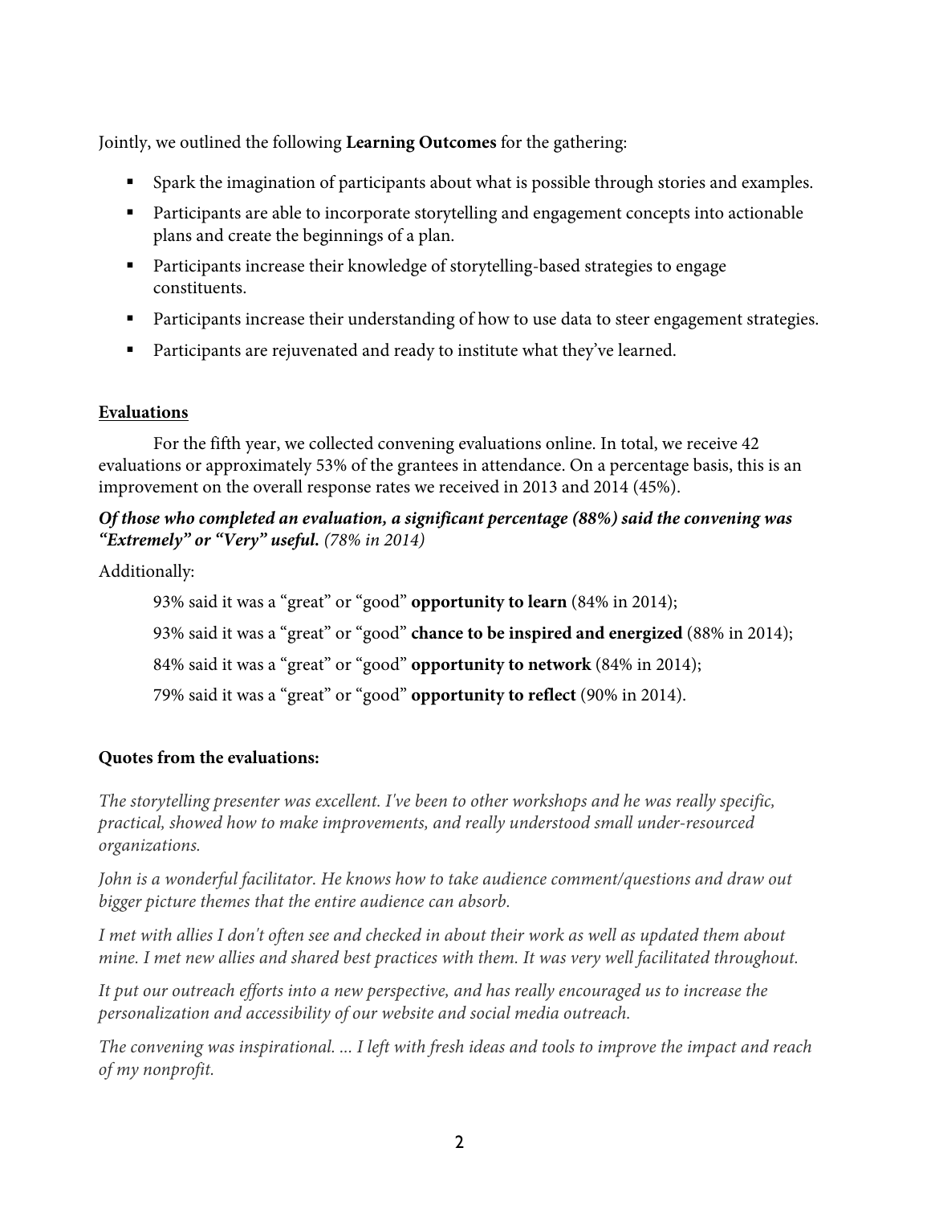Jointly, we outlined the following **Learning Outcomes** for the gathering:

- Spark the imagination of participants about what is possible through stories and examples.
- Participants are able to incorporate storytelling and engagement concepts into actionable plans and create the beginnings of a plan.
- Participants increase their knowledge of storytelling-based strategies to engage constituents.
- Participants increase their understanding of how to use data to steer engagement strategies.
- Participants are rejuvenated and ready to institute what they've learned.

## Evaluations

For the fifth year, we collected convening evaluations online. In total, we receive 42 evaluations or approximately 53% of the grantees in attendance. On a percentage basis, this is an improvement on the overall response rates we received in 2013 and 2014 (45%).

***Of those who completed an evaluation, a significant percentage (88%) said the convening was "Extremely" or "Very" useful.*** *(78% in 2014)*

Additionally:

93% said it was a "great" or "good" **opportunity to learn** (84% in 2014);

93% said it was a "great" or "good" **chance to be inspired and energized** (88% in 2014);

84% said it was a "great" or "good" **opportunity to network** (84% in 2014);

79% said it was a "great" or "good" **opportunity to reflect** (90% in 2014).

**Quotes from the evaluations:**

*The storytelling presenter was excellent. I've been to other workshops and he was really specific, practical, showed how to make improvements, and really understood small under-resourced organizations.*

*John is a wonderful facilitator. He knows how to take audience comment/questions and draw out bigger picture themes that the entire audience can absorb.*

*I met with allies I don't often see and checked in about their work as well as updated them about mine. I met new allies and shared best practices with them. It was very well facilitated throughout.*

*It put our outreach efforts into a new perspective, and has really encouraged us to increase the personalization and accessibility of our website and social media outreach.*

*The convening was inspirational. ... I left with fresh ideas and tools to improve the impact and reach of my nonprofit.*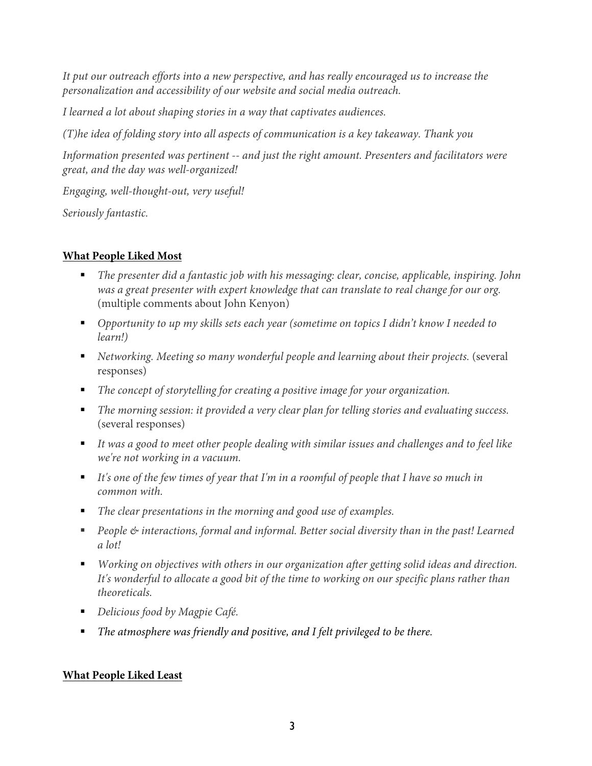*It put our outreach efforts into a new perspective, and has really encouraged us to increase the personalization and accessibility of our website and social media outreach.*

*I learned a lot about shaping stories in a way that captivates audiences.*

*(T)he idea of folding story into all aspects of communication is a key takeaway. Thank you*

*Information presented was pertinent -- and just the right amount. Presenters and facilitators were great, and the day was well-organized!*

*Engaging, well-thought-out, very useful!*

*Seriously fantastic.*

**<u>What People Liked Most</u>**

- *The presenter did a fantastic job with his messaging: clear, concise, applicable, inspiring. John was a great presenter with expert knowledge that can translate to real change for our org.* (multiple comments about John Kenyon)
- *Opportunity to up my skills sets each year (sometime on topics I didn't know I needed to learn!)*
- *Networking. Meeting so many wonderful people and learning about their projects.* (several responses)
- *The concept of storytelling for creating a positive image for your organization.*
- *The morning session: it provided a very clear plan for telling stories and evaluating success.* (several responses)
- *It was a good to meet other people dealing with similar issues and challenges and to feel like we're not working in a vacuum.*
- *It's one of the few times of year that I'm in a roomful of people that I have so much in common with.*
- *The clear presentations in the morning and good use of examples.*
- *People & interactions, formal and informal. Better social diversity than in the past! Learned a lot!*
- *Working on objectives with others in our organization after getting solid ideas and direction. It's wonderful to allocate a good bit of the time to working on our specific plans rather than theoreticals.*
- *Delicious food by Magpie Café.*
- *The atmosphere was friendly and positive, and I felt privileged to be there.*

**<u>What People Liked Least</u>**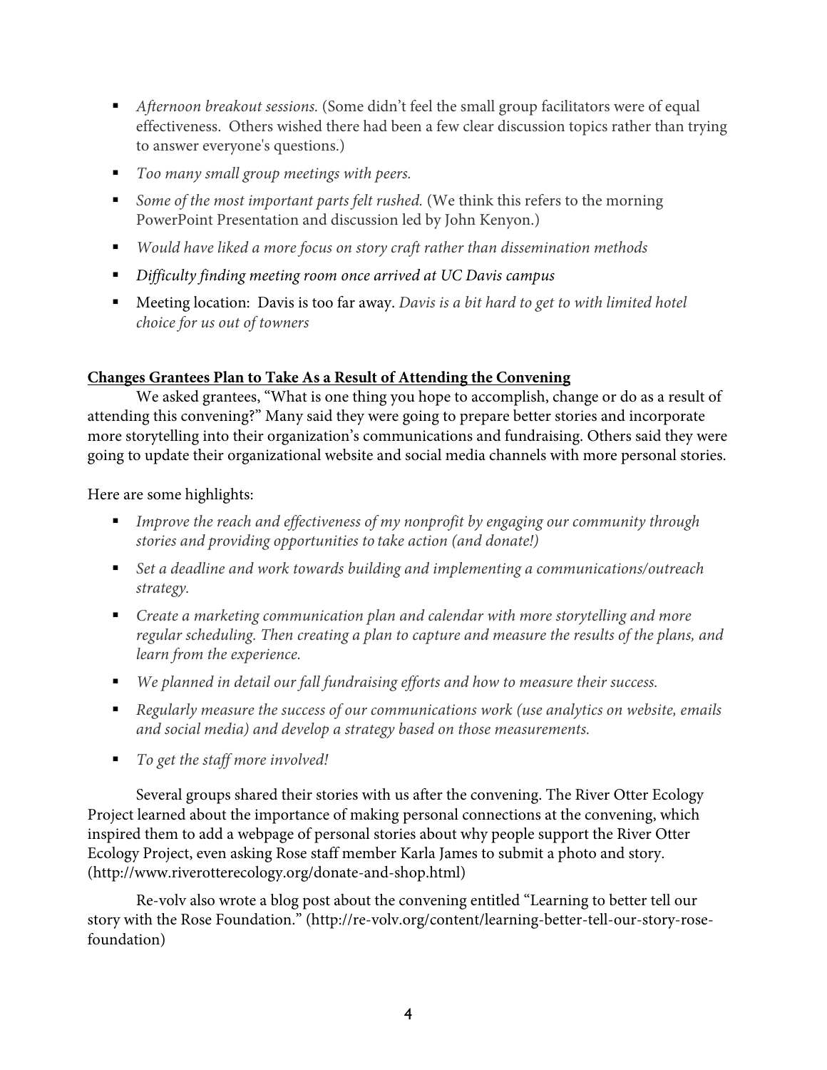- *Afternoon breakout sessions.* (Some didn't feel the small group facilitators were of equal effectiveness. Others wished there had been a few clear discussion topics rather than trying to answer everyone's questions.)
- *Too many small group meetings with peers.*
- *Some of the most important parts felt rushed.* (We think this refers to the morning PowerPoint Presentation and discussion led by John Kenyon.)
- *Would have liked a more focus on story craft rather than dissemination methods*
- *Difficulty finding meeting room once arrived at UC Davis campus*
- Meeting location: Davis is too far away. *Davis is a bit hard to get to with limited hotel choice for us out of towners*

## Changes Grantees Plan to Take As a Result of Attending the Convening

We asked grantees, "What is one thing you hope to accomplish, change or do as a result of attending this convening?" Many said they were going to prepare better stories and incorporate more storytelling into their organization's communications and fundraising. Others said they were going to update their organizational website and social media channels with more personal stories.

Here are some highlights:

- *Improve the reach and effectiveness of my nonprofit by engaging our community through stories and providing opportunities to take action (and donate!)*
- *Set a deadline and work towards building and implementing a communications/outreach strategy.*
- *Create a marketing communication plan and calendar with more storytelling and more regular scheduling. Then creating a plan to capture and measure the results of the plans, and learn from the experience.*
- *We planned in detail our fall fundraising efforts and how to measure their success.*
- *Regularly measure the success of our communications work (use analytics on website, emails and social media) and develop a strategy based on those measurements.*
- *To get the staff more involved!*

Several groups shared their stories with us after the convening. The River Otter Ecology Project learned about the importance of making personal connections at the convening, which inspired them to add a webpage of personal stories about why people support the River Otter Ecology Project, even asking Rose staff member Karla James to submit a photo and story. (http://www.riverotterecology.org/donate-and-shop.html)

Re-volv also wrote a blog post about the convening entitled "Learning to better tell our story with the Rose Foundation." (http://re-volv.org/content/learning-better-tell-our-story-rose-foundation)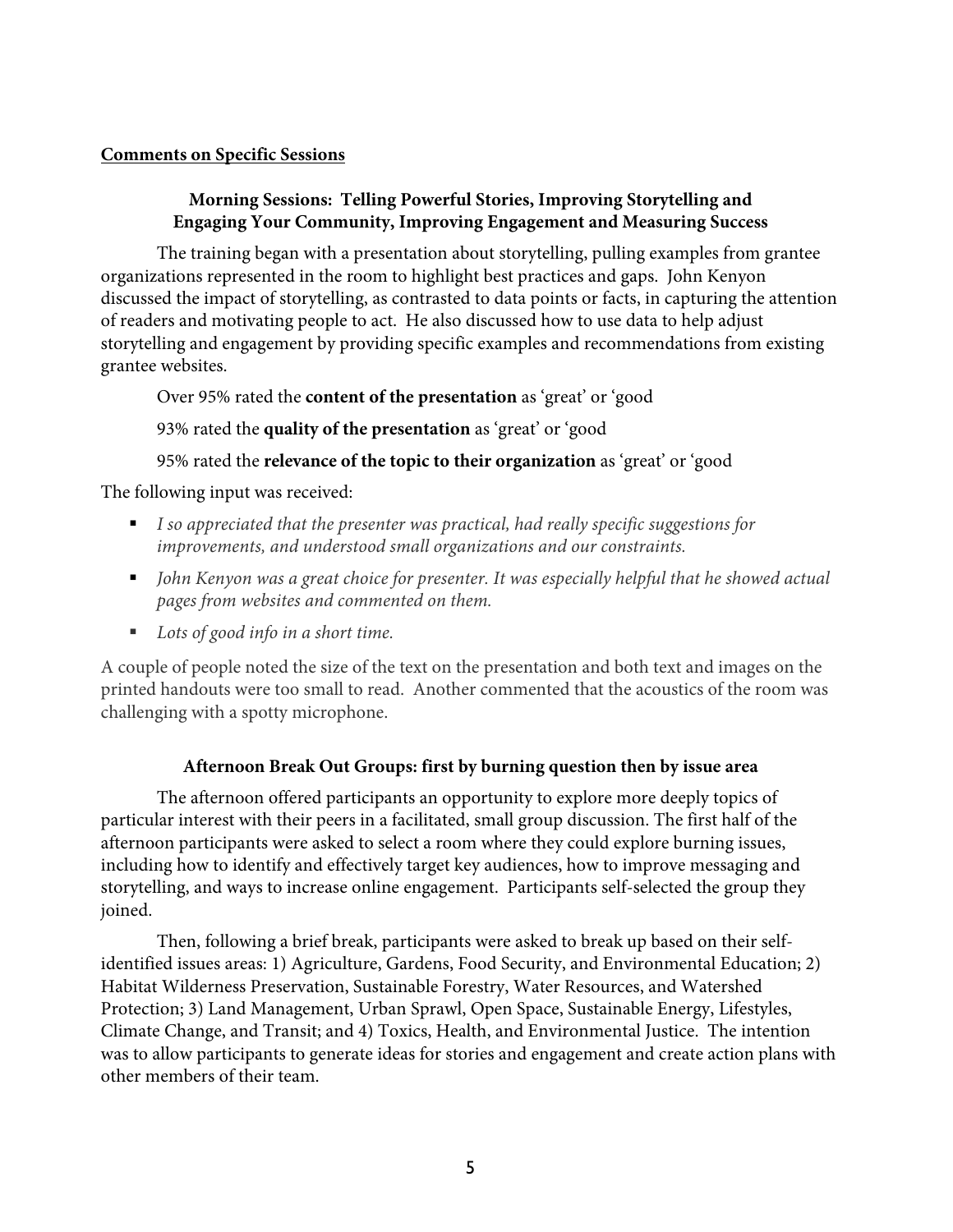## Comments on Specific Sessions

### Morning Sessions: Telling Powerful Stories, Improving Storytelling and Engaging Your Community, Improving Engagement and Measuring Success

The training began with a presentation about storytelling, pulling examples from grantee organizations represented in the room to highlight best practices and gaps. John Kenyon discussed the impact of storytelling, as contrasted to data points or facts, in capturing the attention of readers and motivating people to act. He also discussed how to use data to help adjust storytelling and engagement by providing specific examples and recommendations from existing grantee websites.

Over 95% rated the **content of the presentation** as 'great' or 'good

93% rated the **quality of the presentation** as 'great' or 'good

95% rated the **relevance of the topic to their organization** as 'great' or 'good

The following input was received:

- *I so appreciated that the presenter was practical, had really specific suggestions for improvements, and understood small organizations and our constraints.*
- *John Kenyon was a great choice for presenter. It was especially helpful that he showed actual pages from websites and commented on them.*
- *Lots of good info in a short time.*

A couple of people noted the size of the text on the presentation and both text and images on the printed handouts were too small to read. Another commented that the acoustics of the room was challenging with a spotty microphone.

### Afternoon Break Out Groups: first by burning question then by issue area

The afternoon offered participants an opportunity to explore more deeply topics of particular interest with their peers in a facilitated, small group discussion. The first half of the afternoon participants were asked to select a room where they could explore burning issues, including how to identify and effectively target key audiences, how to improve messaging and storytelling, and ways to increase online engagement. Participants self-selected the group they joined.

Then, following a brief break, participants were asked to break up based on their self-identified issues areas: 1) Agriculture, Gardens, Food Security, and Environmental Education; 2) Habitat Wilderness Preservation, Sustainable Forestry, Water Resources, and Watershed Protection; 3) Land Management, Urban Sprawl, Open Space, Sustainable Energy, Lifestyles, Climate Change, and Transit; and 4) Toxics, Health, and Environmental Justice. The intention was to allow participants to generate ideas for stories and engagement and create action plans with other members of their team.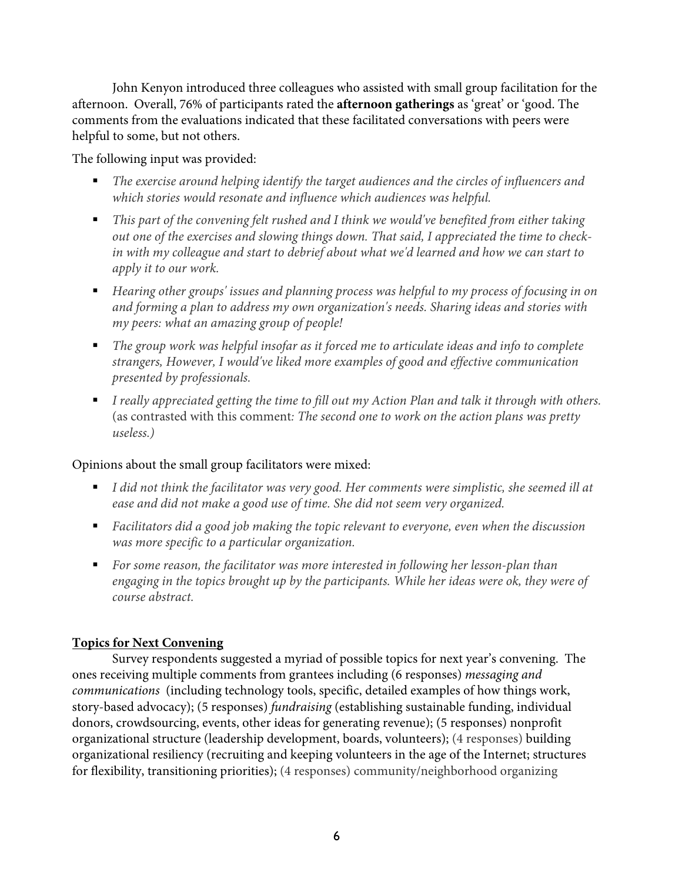John Kenyon introduced three colleagues who assisted with small group facilitation for the afternoon. Overall, 76% of participants rated the **afternoon gatherings** as 'great' or 'good. The comments from the evaluations indicated that these facilitated conversations with peers were helpful to some, but not others.

The following input was provided:

- *The exercise around helping identify the target audiences and the circles of influencers and which stories would resonate and influence which audiences was helpful.*
- *This part of the convening felt rushed and I think we would've benefited from either taking out one of the exercises and slowing things down. That said, I appreciated the time to check-in with my colleague and start to debrief about what we'd learned and how we can start to apply it to our work.*
- *Hearing other groups' issues and planning process was helpful to my process of focusing in on and forming a plan to address my own organization's needs. Sharing ideas and stories with my peers: what an amazing group of people!*
- *The group work was helpful insofar as it forced me to articulate ideas and info to complete strangers, However, I would've liked more examples of good and effective communication presented by professionals.*
- *I really appreciated getting the time to fill out my Action Plan and talk it through with others.* (as contrasted with this comment*: The second one to work on the action plans was pretty useless.)*

Opinions about the small group facilitators were mixed:

- *I did not think the facilitator was very good. Her comments were simplistic, she seemed ill at ease and did not make a good use of time. She did not seem very organized.*
- *Facilitators did a good job making the topic relevant to everyone, even when the discussion was more specific to a particular organization.*
- *For some reason, the facilitator was more interested in following her lesson-plan than engaging in the topics brought up by the participants. While her ideas were ok, they were of course abstract.*

**Topics for Next Convening**

Survey respondents suggested a myriad of possible topics for next year's convening. The ones receiving multiple comments from grantees including (6 responses) *messaging and communications* (including technology tools, specific, detailed examples of how things work, story-based advocacy); (5 responses) *fundraising* (establishing sustainable funding, individual donors, crowdsourcing, events, other ideas for generating revenue); (5 responses) nonprofit organizational structure (leadership development, boards, volunteers); (4 responses) building organizational resiliency (recruiting and keeping volunteers in the age of the Internet; structures for flexibility, transitioning priorities); (4 responses) community/neighborhood organizing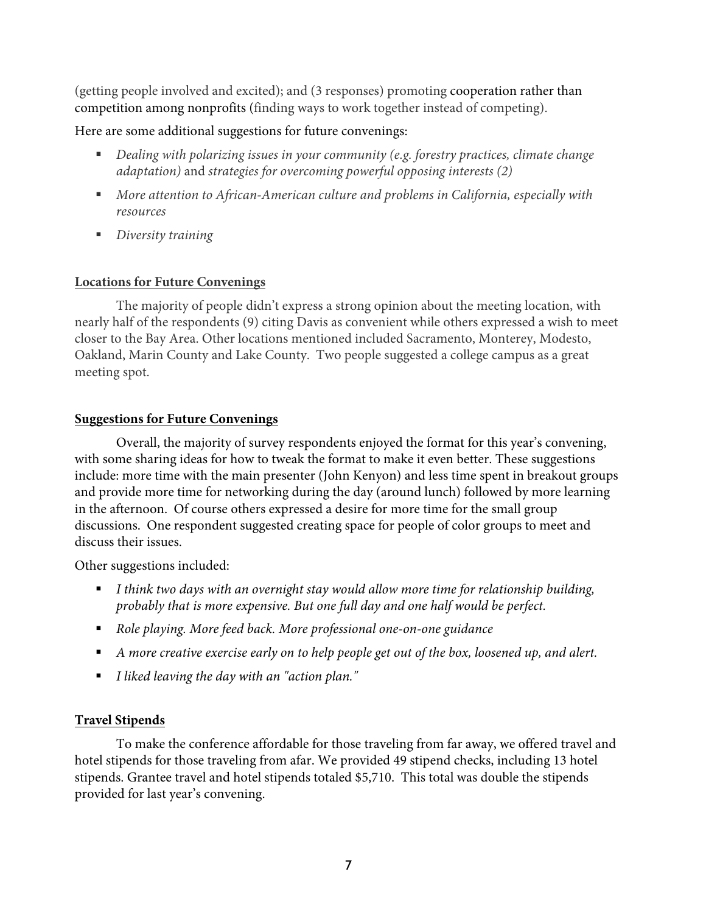(getting people involved and excited); and (3 responses) promoting cooperation rather than competition among nonprofits (finding ways to work together instead of competing).

Here are some additional suggestions for future convenings:

- *Dealing with polarizing issues in your community (e.g. forestry practices, climate change adaptation)* and *strategies for overcoming powerful opposing interests (2)*
- *More attention to African-American culture and problems in California, especially with resources*
- *Diversity training*

## Locations for Future Convenings

The majority of people didn't express a strong opinion about the meeting location, with nearly half of the respondents (9) citing Davis as convenient while others expressed a wish to meet closer to the Bay Area. Other locations mentioned included Sacramento, Monterey, Modesto, Oakland, Marin County and Lake County. Two people suggested a college campus as a great meeting spot.

## Suggestions for Future Convenings

Overall, the majority of survey respondents enjoyed the format for this year's convening, with some sharing ideas for how to tweak the format to make it even better. These suggestions include: more time with the main presenter (John Kenyon) and less time spent in breakout groups and provide more time for networking during the day (around lunch) followed by more learning in the afternoon. Of course others expressed a desire for more time for the small group discussions. One respondent suggested creating space for people of color groups to meet and discuss their issues.

Other suggestions included:

- *I think two days with an overnight stay would allow more time for relationship building, probably that is more expensive. But one full day and one half would be perfect.*
- *Role playing. More feed back. More professional one-on-one guidance*
- *A more creative exercise early on to help people get out of the box, loosened up, and alert.*
- *I liked leaving the day with an "action plan."*

## Travel Stipends

To make the conference affordable for those traveling from far away, we offered travel and hotel stipends for those traveling from afar. We provided 49 stipend checks, including 13 hotel stipends. Grantee travel and hotel stipends totaled $5,710. This total was double the stipends provided for last year's convening.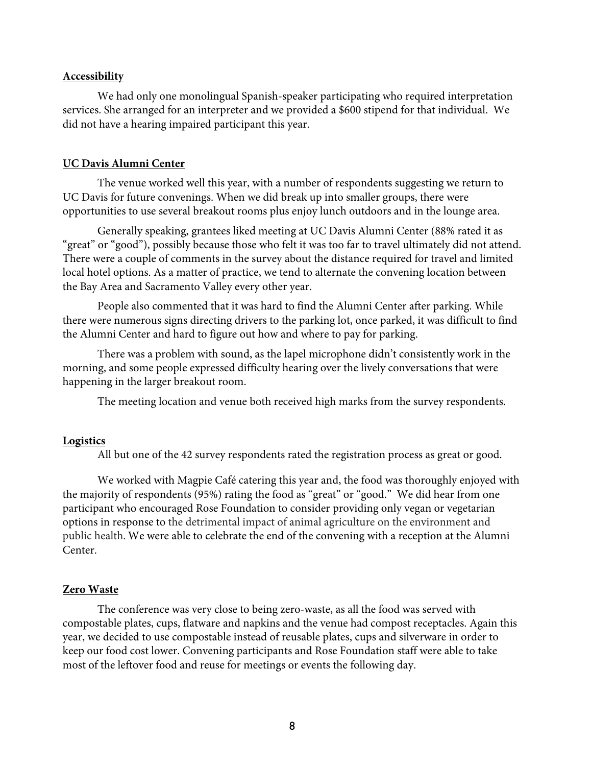**Accessibility**

We had only one monolingual Spanish-speaker participating who required interpretation services. She arranged for an interpreter and we provided a $600 stipend for that individual. We did not have a hearing impaired participant this year.

**UC Davis Alumni Center**

The venue worked well this year, with a number of respondents suggesting we return to UC Davis for future convenings. When we did break up into smaller groups, there were opportunities to use several breakout rooms plus enjoy lunch outdoors and in the lounge area.

Generally speaking, grantees liked meeting at UC Davis Alumni Center (88% rated it as "great" or "good"), possibly because those who felt it was too far to travel ultimately did not attend. There were a couple of comments in the survey about the distance required for travel and limited local hotel options. As a matter of practice, we tend to alternate the convening location between the Bay Area and Sacramento Valley every other year.

People also commented that it was hard to find the Alumni Center after parking. While there were numerous signs directing drivers to the parking lot, once parked, it was difficult to find the Alumni Center and hard to figure out how and where to pay for parking.

There was a problem with sound, as the lapel microphone didn't consistently work in the morning, and some people expressed difficulty hearing over the lively conversations that were happening in the larger breakout room.

The meeting location and venue both received high marks from the survey respondents.

**Logistics**

All but one of the 42 survey respondents rated the registration process as great or good.

We worked with Magpie Café catering this year and, the food was thoroughly enjoyed with the majority of respondents (95%) rating the food as "great" or "good." We did hear from one participant who encouraged Rose Foundation to consider providing only vegan or vegetarian options in response to the detrimental impact of animal agriculture on the environment and public health. We were able to celebrate the end of the convening with a reception at the Alumni Center.

**Zero Waste**

The conference was very close to being zero-waste, as all the food was served with compostable plates, cups, flatware and napkins and the venue had compost receptacles. Again this year, we decided to use compostable instead of reusable plates, cups and silverware in order to keep our food cost lower. Convening participants and Rose Foundation staff were able to take most of the leftover food and reuse for meetings or events the following day.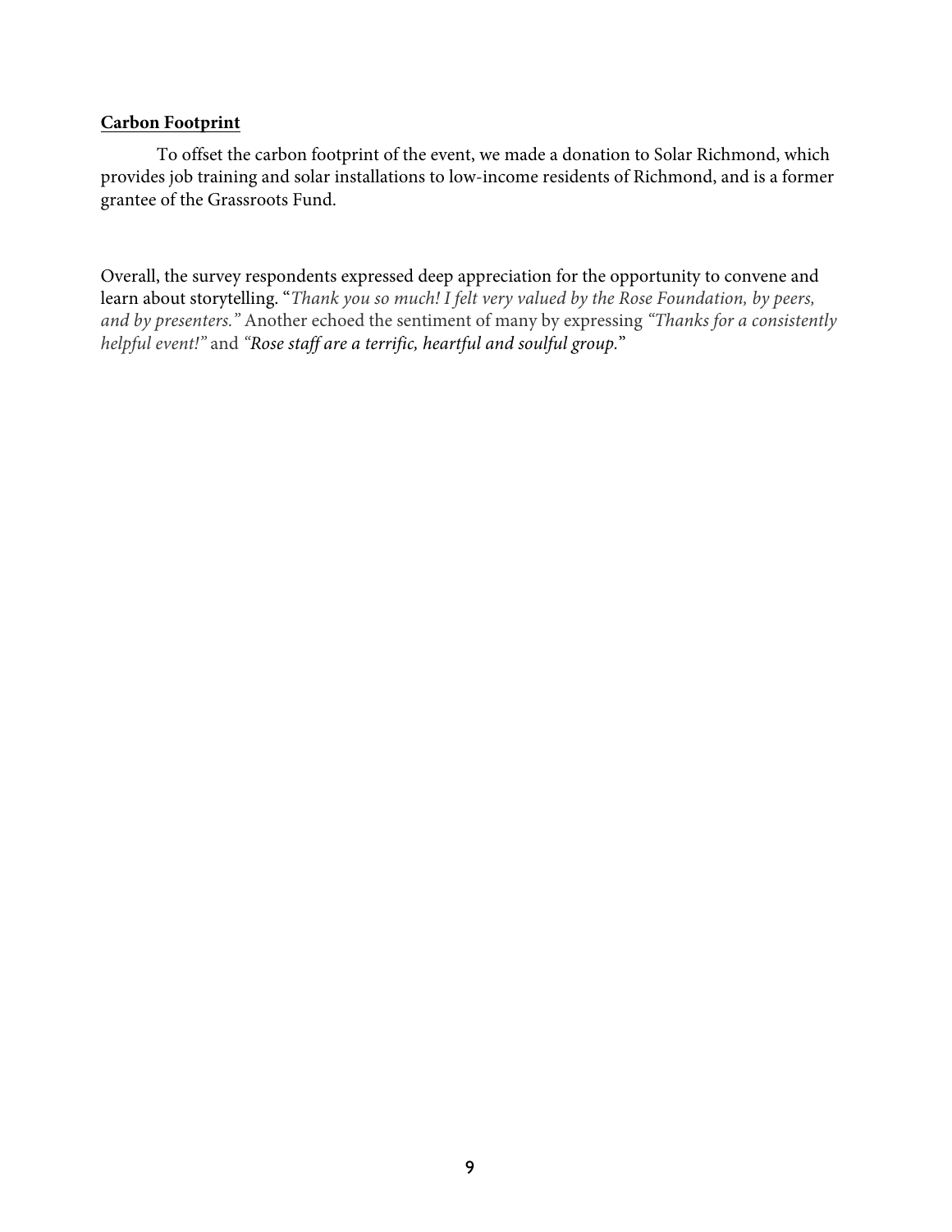**Carbon Footprint**

To offset the carbon footprint of the event, we made a donation to Solar Richmond, which provides job training and solar installations to low-income residents of Richmond, and is a former grantee of the Grassroots Fund.

Overall, the survey respondents expressed deep appreciation for the opportunity to convene and learn about storytelling. "*Thank you so much! I felt very valued by the Rose Foundation, by peers, and by presenters."* Another echoed the sentiment of many by expressing *"Thanks for a consistently helpful event!"* and *"Rose staff are a terrific, heartful and soulful group.*"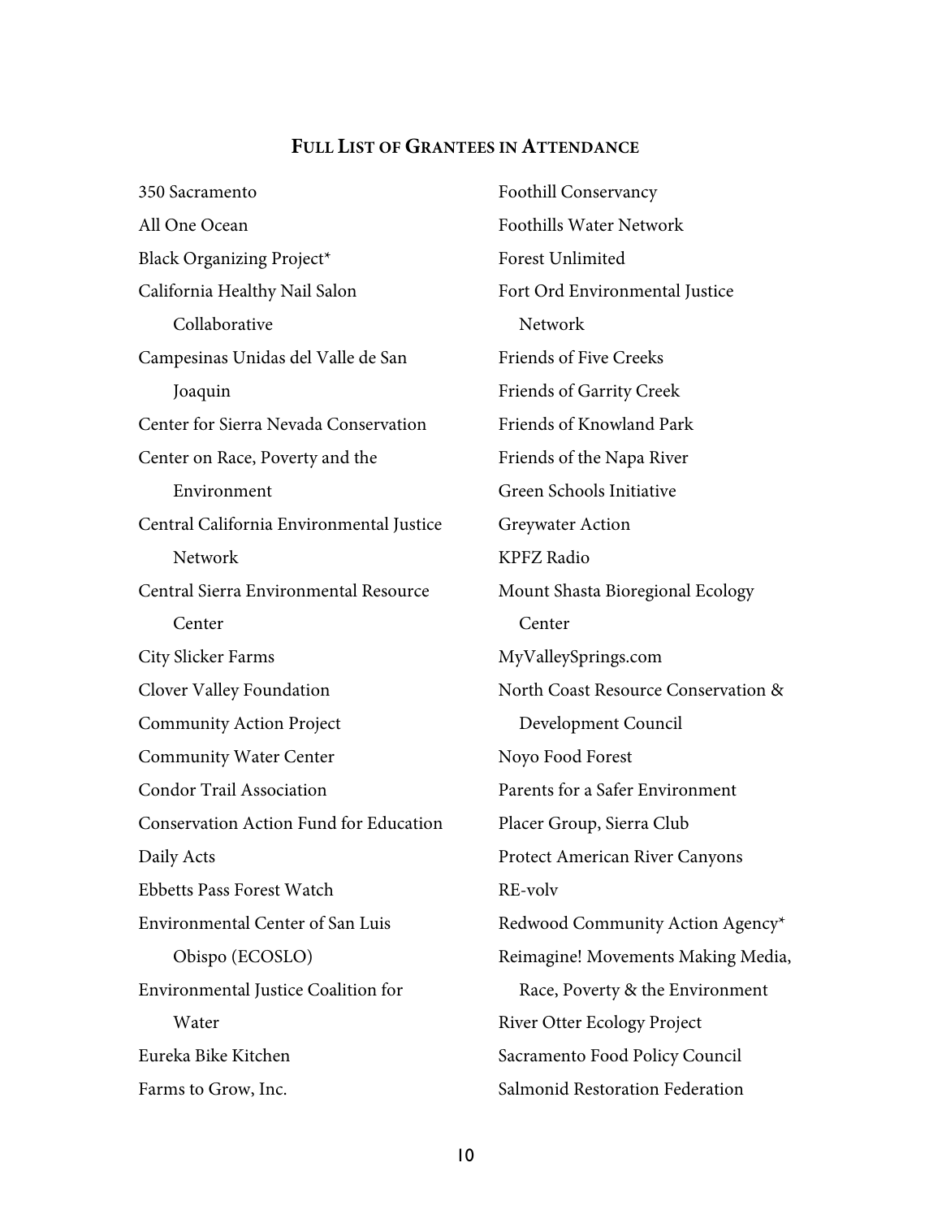## FULL LIST OF GRANTEES IN ATTENDANCE

350 Sacramento
All One Ocean
Black Organizing Project*
California Healthy Nail Salon Collaborative
Campesinas Unidas del Valle de San Joaquin
Center for Sierra Nevada Conservation
Center on Race, Poverty and the Environment
Central California Environmental Justice Network
Central Sierra Environmental Resource Center
City Slicker Farms
Clover Valley Foundation
Community Action Project
Community Water Center
Condor Trail Association
Conservation Action Fund for Education
Daily Acts
Ebbetts Pass Forest Watch
Environmental Center of San Luis Obispo (ECOSLO)
Environmental Justice Coalition for Water
Eureka Bike Kitchen
Farms to Grow, Inc.
Foothill Conservancy
Foothills Water Network
Forest Unlimited
Fort Ord Environmental Justice Network
Friends of Five Creeks
Friends of Garrity Creek
Friends of Knowland Park
Friends of the Napa River
Green Schools Initiative
Greywater Action
KPFZ Radio
Mount Shasta Bioregional Ecology Center
MyValleySprings.com
North Coast Resource Conservation & Development Council
Noyo Food Forest
Parents for a Safer Environment
Placer Group, Sierra Club
Protect American River Canyons
RE-volv
Redwood Community Action Agency*
Reimagine! Movements Making Media, Race, Poverty & the Environment
River Otter Ecology Project
Sacramento Food Policy Council
Salmonid Restoration Federation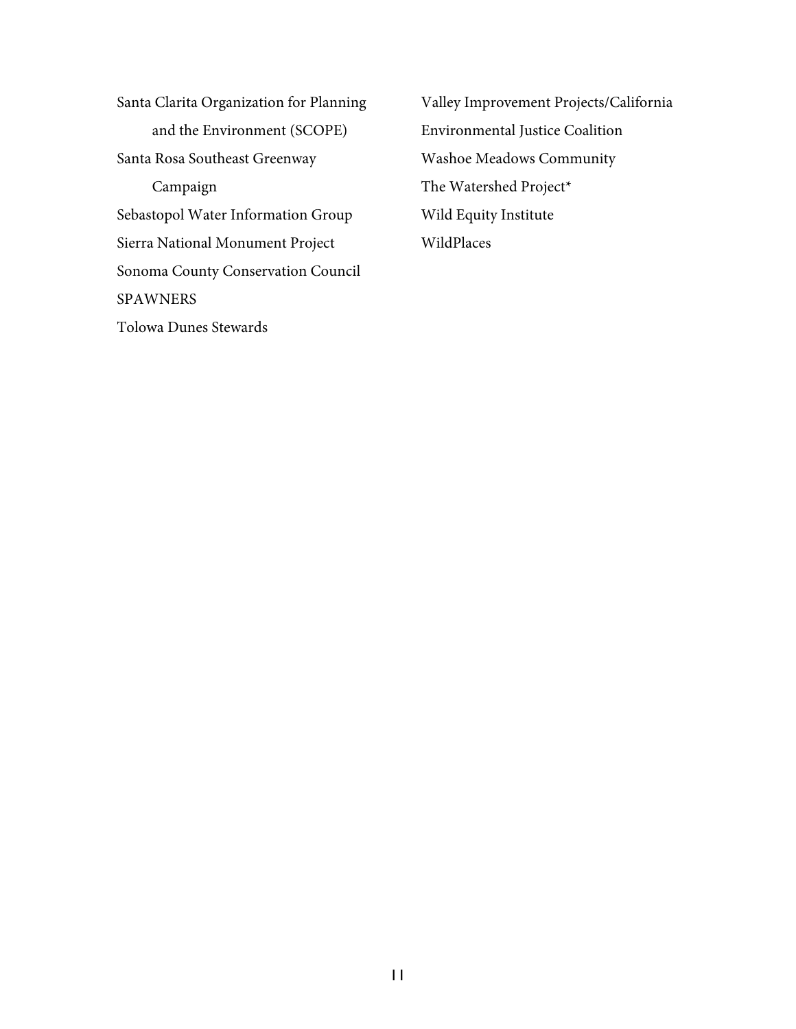Santa Clarita Organization for Planning and the Environment (SCOPE)
Santa Rosa Southeast Greenway Campaign
Sebastopol Water Information Group
Sierra National Monument Project
Sonoma County Conservation Council
SPAWNERS
Tolowa Dunes Stewards
Valley Improvement Projects/California Environmental Justice Coalition
Washoe Meadows Community
The Watershed Project*
Wild Equity Institute
WildPlaces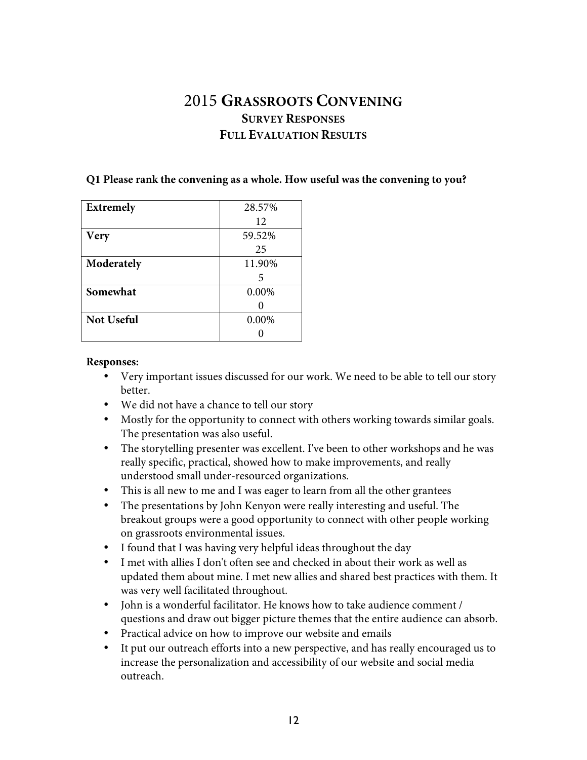# 2015 Grassroots Convening

## Survey Responses

## Full Evaluation Results

**Q1 Please rank the convening as a whole. How useful was the convening to you?**

| | |
|---|---|
| **Extremely** | 28.57%<br>12 |
| **Very** | 59.52%<br>25 |
| **Moderately** | 11.90%<br>5 |
| **Somewhat** | 0.00%<br>0 |
| **Not Useful** | 0.00%<br>0 |

**Responses:**

- Very important issues discussed for our work. We need to be able to tell our story better.
- We did not have a chance to tell our story
- Mostly for the opportunity to connect with others working towards similar goals. The presentation was also useful.
- The storytelling presenter was excellent. I've been to other workshops and he was really specific, practical, showed how to make improvements, and really understood small under-resourced organizations.
- This is all new to me and I was eager to learn from all the other grantees
- The presentations by John Kenyon were really interesting and useful. The breakout groups were a good opportunity to connect with other people working on grassroots environmental issues.
- I found that I was having very helpful ideas throughout the day
- I met with allies I don't often see and checked in about their work as well as updated them about mine. I met new allies and shared best practices with them. It was very well facilitated throughout.
- John is a wonderful facilitator. He knows how to take audience comment / questions and draw out bigger picture themes that the entire audience can absorb.
- Practical advice on how to improve our website and emails
- It put our outreach efforts into a new perspective, and has really encouraged us to increase the personalization and accessibility of our website and social media outreach.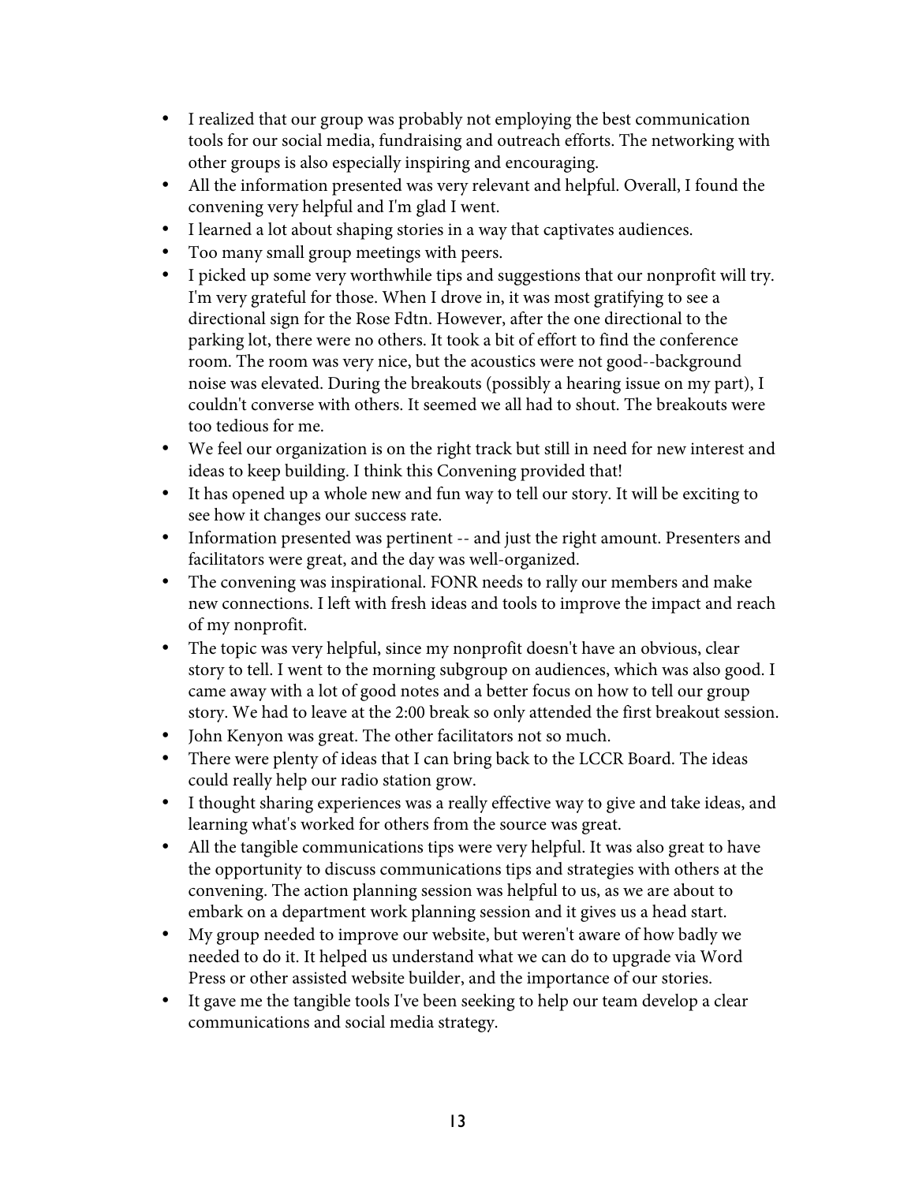- I realized that our group was probably not employing the best communication tools for our social media, fundraising and outreach efforts. The networking with other groups is also especially inspiring and encouraging.
- All the information presented was very relevant and helpful. Overall, I found the convening very helpful and I'm glad I went.
- I learned a lot about shaping stories in a way that captivates audiences.
- Too many small group meetings with peers.
- I picked up some very worthwhile tips and suggestions that our nonprofit will try. I'm very grateful for those. When I drove in, it was most gratifying to see a directional sign for the Rose Fdtn. However, after the one directional to the parking lot, there were no others. It took a bit of effort to find the conference room. The room was very nice, but the acoustics were not good--background noise was elevated. During the breakouts (possibly a hearing issue on my part), I couldn't converse with others. It seemed we all had to shout. The breakouts were too tedious for me.
- We feel our organization is on the right track but still in need for new interest and ideas to keep building. I think this Convening provided that!
- It has opened up a whole new and fun way to tell our story. It will be exciting to see how it changes our success rate.
- Information presented was pertinent -- and just the right amount. Presenters and facilitators were great, and the day was well-organized.
- The convening was inspirational. FONR needs to rally our members and make new connections. I left with fresh ideas and tools to improve the impact and reach of my nonprofit.
- The topic was very helpful, since my nonprofit doesn't have an obvious, clear story to tell. I went to the morning subgroup on audiences, which was also good. I came away with a lot of good notes and a better focus on how to tell our group story. We had to leave at the 2:00 break so only attended the first breakout session.
- John Kenyon was great. The other facilitators not so much.
- There were plenty of ideas that I can bring back to the LCCR Board. The ideas could really help our radio station grow.
- I thought sharing experiences was a really effective way to give and take ideas, and learning what's worked for others from the source was great.
- All the tangible communications tips were very helpful. It was also great to have the opportunity to discuss communications tips and strategies with others at the convening. The action planning session was helpful to us, as we are about to embark on a department work planning session and it gives us a head start.
- My group needed to improve our website, but weren't aware of how badly we needed to do it. It helped us understand what we can do to upgrade via Word Press or other assisted website builder, and the importance of our stories.
- It gave me the tangible tools I've been seeking to help our team develop a clear communications and social media strategy.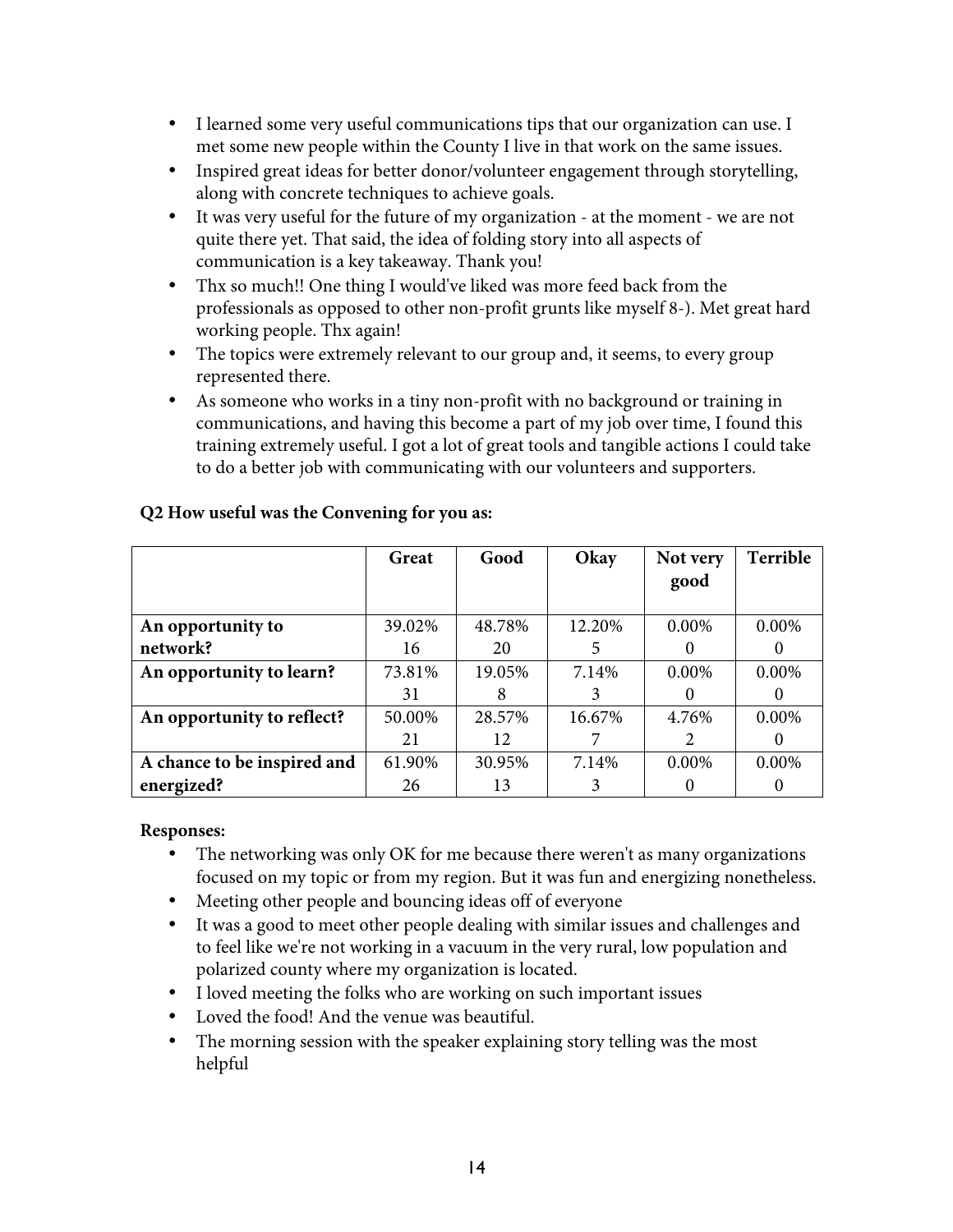- I learned some very useful communications tips that our organization can use. I met some new people within the County I live in that work on the same issues.
- Inspired great ideas for better donor/volunteer engagement through storytelling, along with concrete techniques to achieve goals.
- It was very useful for the future of my organization - at the moment - we are not quite there yet. That said, the idea of folding story into all aspects of communication is a key takeaway. Thank you!
- Thx so much!! One thing I would've liked was more feed back from the professionals as opposed to other non-profit grunts like myself 8-). Met great hard working people. Thx again!
- The topics were extremely relevant to our group and, it seems, to every group represented there.
- As someone who works in a tiny non-profit with no background or training in communications, and having this become a part of my job over time, I found this training extremely useful. I got a lot of great tools and tangible actions I could take to do a better job with communicating with our volunteers and supporters.

**Q2 How useful was the Convening for you as:**

| | Great | Good | Okay | Not very good | Terrible |
|---|---|---|---|---|---|
| **An opportunity to network?** | 39.02% 16 | 48.78% 20 | 12.20% 5 | 0.00% 0 | 0.00% 0 |
| **An opportunity to learn?** | 73.81% 31 | 19.05% 8 | 7.14% 3 | 0.00% 0 | 0.00% 0 |
| **An opportunity to reflect?** | 50.00% 21 | 28.57% 12 | 16.67% 7 | 4.76% 2 | 0.00% 0 |
| **A chance to be inspired and energized?** | 61.90% 26 | 30.95% 13 | 7.14% 3 | 0.00% 0 | 0.00% 0 |

**Responses:**

- The networking was only OK for me because there weren't as many organizations focused on my topic or from my region. But it was fun and energizing nonetheless.
- Meeting other people and bouncing ideas off of everyone
- It was a good to meet other people dealing with similar issues and challenges and to feel like we're not working in a vacuum in the very rural, low population and polarized county where my organization is located.
- I loved meeting the folks who are working on such important issues
- Loved the food! And the venue was beautiful.
- The morning session with the speaker explaining story telling was the most helpful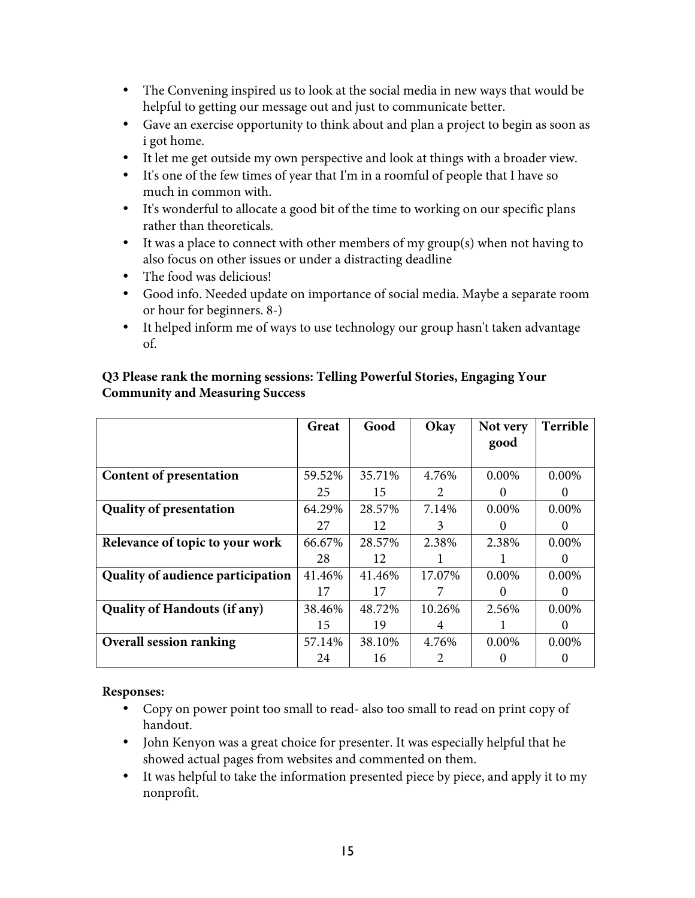- The Convening inspired us to look at the social media in new ways that would be helpful to getting our message out and just to communicate better.
- Gave an exercise opportunity to think about and plan a project to begin as soon as i got home.
- It let me get outside my own perspective and look at things with a broader view.
- It's one of the few times of year that I'm in a roomful of people that I have so much in common with.
- It's wonderful to allocate a good bit of the time to working on our specific plans rather than theoreticals.
- It was a place to connect with other members of my group(s) when not having to also focus on other issues or under a distracting deadline
- The food was delicious!
- Good info. Needed update on importance of social media. Maybe a separate room or hour for beginners. 8-)
- It helped inform me of ways to use technology our group hasn't taken advantage of.

**Q3 Please rank the morning sessions: Telling Powerful Stories, Engaging Your Community and Measuring Success**

| | Great | Good | Okay | Not very good | Terrible |
|---|---|---|---|---|---|
| **Content of presentation** | 59.52% 25 | 35.71% 15 | 4.76% 2 | 0.00% 0 | 0.00% 0 |
| **Quality of presentation** | 64.29% 27 | 28.57% 12 | 7.14% 3 | 0.00% 0 | 0.00% 0 |
| **Relevance of topic to your work** | 66.67% 28 | 28.57% 12 | 2.38% 1 | 2.38% 1 | 0.00% 0 |
| **Quality of audience participation** | 41.46% 17 | 41.46% 17 | 17.07% 7 | 0.00% 0 | 0.00% 0 |
| **Quality of Handouts (if any)** | 38.46% 15 | 48.72% 19 | 10.26% 4 | 2.56% 1 | 0.00% 0 |
| **Overall session ranking** | 57.14% 24 | 38.10% 16 | 4.76% 2 | 0.00% 0 | 0.00% 0 |

**Responses:**

- Copy on power point too small to read- also too small to read on print copy of handout.
- John Kenyon was a great choice for presenter. It was especially helpful that he showed actual pages from websites and commented on them.
- It was helpful to take the information presented piece by piece, and apply it to my nonprofit.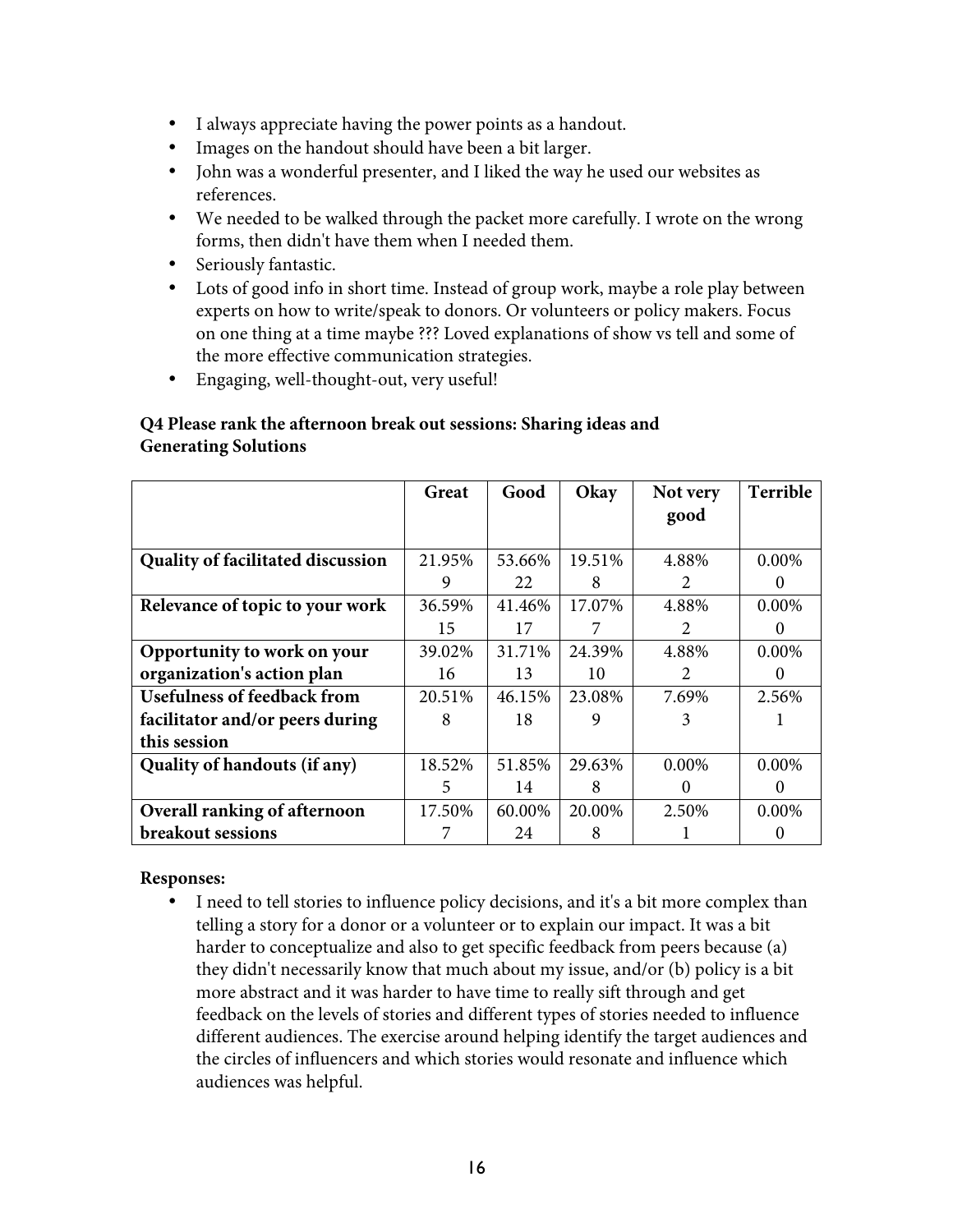- I always appreciate having the power points as a handout.
- Images on the handout should have been a bit larger.
- John was a wonderful presenter, and I liked the way he used our websites as references.
- We needed to be walked through the packet more carefully. I wrote on the wrong forms, then didn't have them when I needed them.
- Seriously fantastic.
- Lots of good info in short time. Instead of group work, maybe a role play between experts on how to write/speak to donors. Or volunteers or policy makers. Focus on one thing at a time maybe ??? Loved explanations of show vs tell and some of the more effective communication strategies.
- Engaging, well-thought-out, very useful!

**Q4 Please rank the afternoon break out sessions: Sharing ideas and Generating Solutions**

| | Great | Good | Okay | Not very good | Terrible |
|---|---|---|---|---|---|
| **Quality of facilitated discussion** | 21.95% 9 | 53.66% 22 | 19.51% 8 | 4.88% 2 | 0.00% 0 |
| **Relevance of topic to your work** | 36.59% 15 | 41.46% 17 | 17.07% 7 | 4.88% 2 | 0.00% 0 |
| **Opportunity to work on your organization's action plan** | 39.02% 16 | 31.71% 13 | 24.39% 10 | 4.88% 2 | 0.00% 0 |
| **Usefulness of feedback from facilitator and/or peers during this session** | 20.51% 8 | 46.15% 18 | 23.08% 9 | 7.69% 3 | 2.56% 1 |
| **Quality of handouts (if any)** | 18.52% 5 | 51.85% 14 | 29.63% 8 | 0.00% 0 | 0.00% 0 |
| **Overall ranking of afternoon breakout sessions** | 17.50% 7 | 60.00% 24 | 20.00% 8 | 2.50% 1 | 0.00% 0 |

**Responses:**

- I need to tell stories to influence policy decisions, and it's a bit more complex than telling a story for a donor or a volunteer or to explain our impact. It was a bit harder to conceptualize and also to get specific feedback from peers because (a) they didn't necessarily know that much about my issue, and/or (b) policy is a bit more abstract and it was harder to have time to really sift through and get feedback on the levels of stories and different types of stories needed to influence different audiences. The exercise around helping identify the target audiences and the circles of influencers and which stories would resonate and influence which audiences was helpful.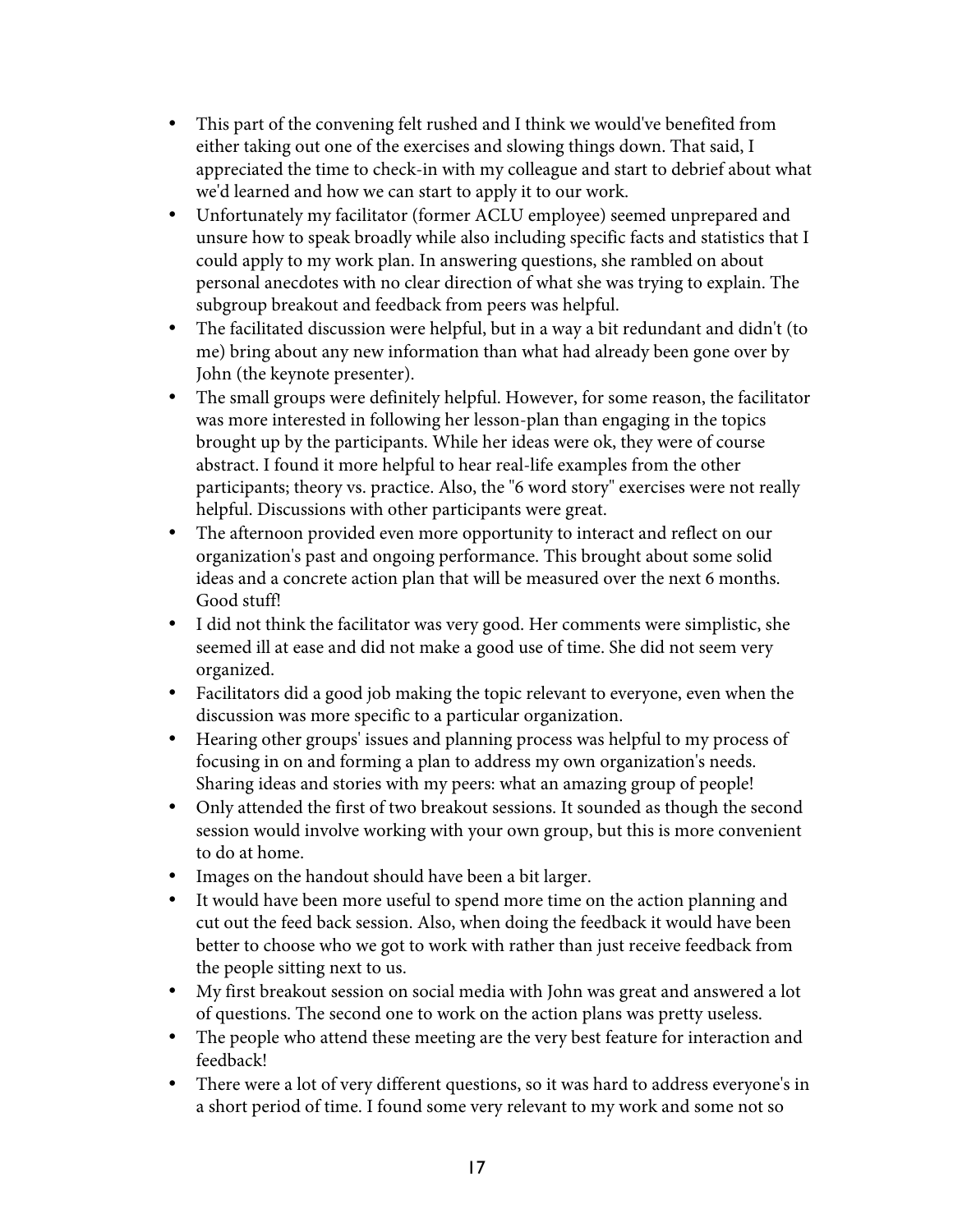- This part of the convening felt rushed and I think we would've benefited from either taking out one of the exercises and slowing things down. That said, I appreciated the time to check-in with my colleague and start to debrief about what we'd learned and how we can start to apply it to our work.
- Unfortunately my facilitator (former ACLU employee) seemed unprepared and unsure how to speak broadly while also including specific facts and statistics that I could apply to my work plan. In answering questions, she rambled on about personal anecdotes with no clear direction of what she was trying to explain. The subgroup breakout and feedback from peers was helpful.
- The facilitated discussion were helpful, but in a way a bit redundant and didn't (to me) bring about any new information than what had already been gone over by John (the keynote presenter).
- The small groups were definitely helpful. However, for some reason, the facilitator was more interested in following her lesson-plan than engaging in the topics brought up by the participants. While her ideas were ok, they were of course abstract. I found it more helpful to hear real-life examples from the other participants; theory vs. practice. Also, the "6 word story" exercises were not really helpful. Discussions with other participants were great.
- The afternoon provided even more opportunity to interact and reflect on our organization's past and ongoing performance. This brought about some solid ideas and a concrete action plan that will be measured over the next 6 months. Good stuff!
- I did not think the facilitator was very good. Her comments were simplistic, she seemed ill at ease and did not make a good use of time. She did not seem very organized.
- Facilitators did a good job making the topic relevant to everyone, even when the discussion was more specific to a particular organization.
- Hearing other groups' issues and planning process was helpful to my process of focusing in on and forming a plan to address my own organization's needs. Sharing ideas and stories with my peers: what an amazing group of people!
- Only attended the first of two breakout sessions. It sounded as though the second session would involve working with your own group, but this is more convenient to do at home.
- Images on the handout should have been a bit larger.
- It would have been more useful to spend more time on the action planning and cut out the feed back session. Also, when doing the feedback it would have been better to choose who we got to work with rather than just receive feedback from the people sitting next to us.
- My first breakout session on social media with John was great and answered a lot of questions. The second one to work on the action plans was pretty useless.
- The people who attend these meeting are the very best feature for interaction and feedback!
- There were a lot of very different questions, so it was hard to address everyone's in a short period of time. I found some very relevant to my work and some not so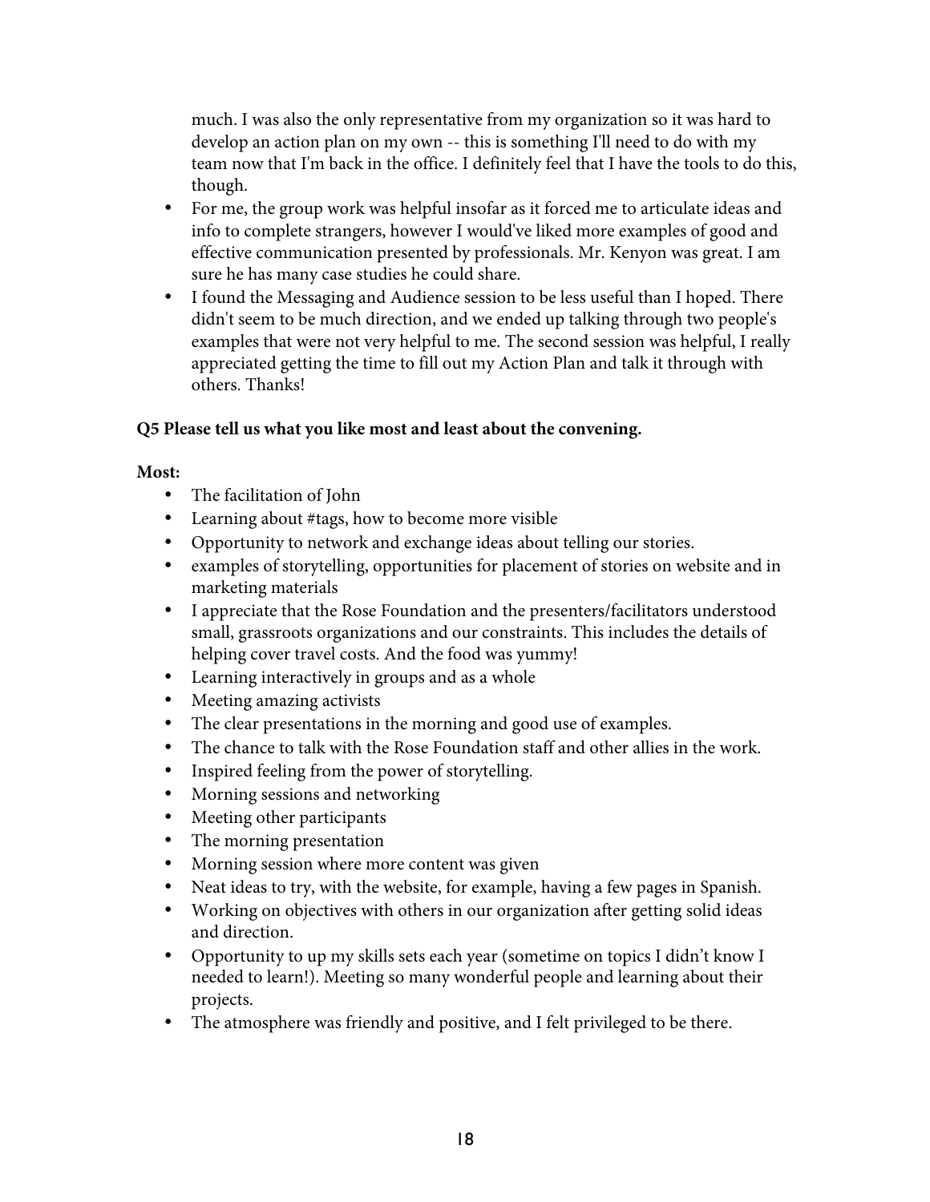much. I was also the only representative from my organization so it was hard to develop an action plan on my own -- this is something I'll need to do with my team now that I'm back in the office. I definitely feel that I have the tools to do this, though.

- For me, the group work was helpful insofar as it forced me to articulate ideas and info to complete strangers, however I would've liked more examples of good and effective communication presented by professionals. Mr. Kenyon was great. I am sure he has many case studies he could share.
- I found the Messaging and Audience session to be less useful than I hoped. There didn't seem to be much direction, and we ended up talking through two people's examples that were not very helpful to me. The second session was helpful, I really appreciated getting the time to fill out my Action Plan and talk it through with others. Thanks!

**Q5 Please tell us what you like most and least about the convening.**

**Most:**

- The facilitation of John
- Learning about #tags, how to become more visible
- Opportunity to network and exchange ideas about telling our stories.
- examples of storytelling, opportunities for placement of stories on website and in marketing materials
- I appreciate that the Rose Foundation and the presenters/facilitators understood small, grassroots organizations and our constraints. This includes the details of helping cover travel costs. And the food was yummy!
- Learning interactively in groups and as a whole
- Meeting amazing activists
- The clear presentations in the morning and good use of examples.
- The chance to talk with the Rose Foundation staff and other allies in the work.
- Inspired feeling from the power of storytelling.
- Morning sessions and networking
- Meeting other participants
- The morning presentation
- Morning session where more content was given
- Neat ideas to try, with the website, for example, having a few pages in Spanish.
- Working on objectives with others in our organization after getting solid ideas and direction.
- Opportunity to up my skills sets each year (sometime on topics I didn't know I needed to learn!). Meeting so many wonderful people and learning about their projects.
- The atmosphere was friendly and positive, and I felt privileged to be there.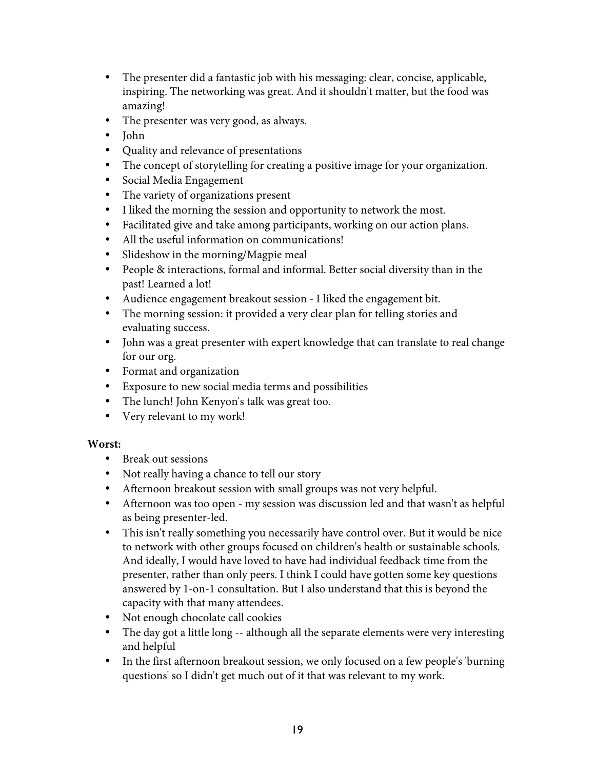- The presenter did a fantastic job with his messaging: clear, concise, applicable, inspiring. The networking was great. And it shouldn't matter, but the food was amazing!
- The presenter was very good, as always.
- John
- Quality and relevance of presentations
- The concept of storytelling for creating a positive image for your organization.
- Social Media Engagement
- The variety of organizations present
- I liked the morning the session and opportunity to network the most.
- Facilitated give and take among participants, working on our action plans.
- All the useful information on communications!
- Slideshow in the morning/Magpie meal
- People & interactions, formal and informal. Better social diversity than in the past! Learned a lot!
- Audience engagement breakout session - I liked the engagement bit.
- The morning session: it provided a very clear plan for telling stories and evaluating success.
- John was a great presenter with expert knowledge that can translate to real change for our org.
- Format and organization
- Exposure to new social media terms and possibilities
- The lunch! John Kenyon's talk was great too.
- Very relevant to my work!

**Worst:**

- Break out sessions
- Not really having a chance to tell our story
- Afternoon breakout session with small groups was not very helpful.
- Afternoon was too open - my session was discussion led and that wasn't as helpful as being presenter-led.
- This isn't really something you necessarily have control over. But it would be nice to network with other groups focused on children's health or sustainable schools. And ideally, I would have loved to have had individual feedback time from the presenter, rather than only peers. I think I could have gotten some key questions answered by 1-on-1 consultation. But I also understand that this is beyond the capacity with that many attendees.
- Not enough chocolate call cookies
- The day got a little long -- although all the separate elements were very interesting and helpful
- In the first afternoon breakout session, we only focused on a few people's 'burning questions' so I didn't get much out of it that was relevant to my work.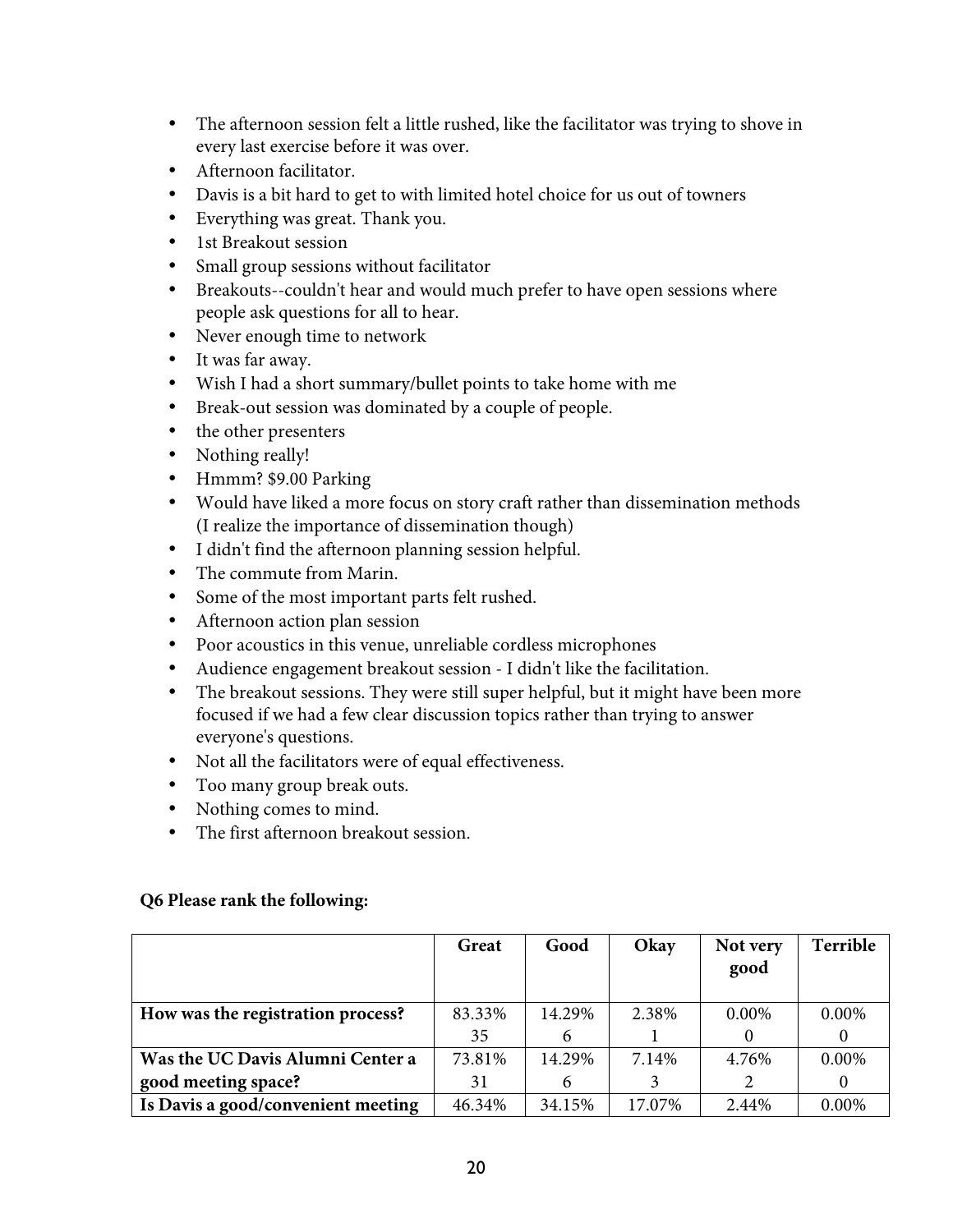- The afternoon session felt a little rushed, like the facilitator was trying to shove in every last exercise before it was over.
- Afternoon facilitator.
- Davis is a bit hard to get to with limited hotel choice for us out of towners
- Everything was great. Thank you.
- 1st Breakout session
- Small group sessions without facilitator
- Breakouts--couldn't hear and would much prefer to have open sessions where people ask questions for all to hear.
- Never enough time to network
- It was far away.
- Wish I had a short summary/bullet points to take home with me
- Break-out session was dominated by a couple of people.
- the other presenters
- Nothing really!
- Hmmm? $9.00 Parking
- Would have liked a more focus on story craft rather than dissemination methods (I realize the importance of dissemination though)
- I didn't find the afternoon planning session helpful.
- The commute from Marin.
- Some of the most important parts felt rushed.
- Afternoon action plan session
- Poor acoustics in this venue, unreliable cordless microphones
- Audience engagement breakout session - I didn't like the facilitation.
- The breakout sessions. They were still super helpful, but it might have been more focused if we had a few clear discussion topics rather than trying to answer everyone's questions.
- Not all the facilitators were of equal effectiveness.
- Too many group break outs.
- Nothing comes to mind.
- The first afternoon breakout session.

**Q6 Please rank the following:**

| | Great | Good | Okay | Not very good | Terrible |
|---|---|---|---|---|---|
| **How was the registration process?** | 83.33% 35 | 14.29% 6 | 2.38% 1 | 0.00% 0 | 0.00% 0 |
| **Was the UC Davis Alumni Center a good meeting space?** | 73.81% 31 | 14.29% 6 | 7.14% 3 | 4.76% 2 | 0.00% 0 |
| **Is Davis a good/convenient meeting** | 46.34% | 34.15% | 17.07% | 2.44% | 0.00% |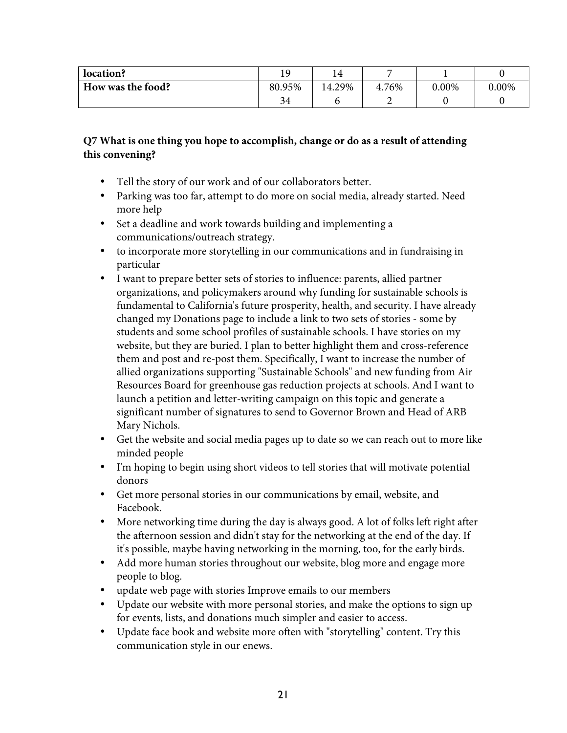| location? | 19 | 14 | 7 | 1 | 0 |
|---|---|---|---|---|---|
| How was the food? | 80.95%<br>34 | 14.29%<br>6 | 4.76%<br>2 | 0.00%<br>0 | 0.00%<br>0 |

**Q7 What is one thing you hope to accomplish, change or do as a result of attending this convening?**

- Tell the story of our work and of our collaborators better.
- Parking was too far, attempt to do more on social media, already started. Need more help
- Set a deadline and work towards building and implementing a communications/outreach strategy.
- to incorporate more storytelling in our communications and in fundraising in particular
- I want to prepare better sets of stories to influence: parents, allied partner organizations, and policymakers around why funding for sustainable schools is fundamental to California's future prosperity, health, and security. I have already changed my Donations page to include a link to two sets of stories - some by students and some school profiles of sustainable schools. I have stories on my website, but they are buried. I plan to better highlight them and cross-reference them and post and re-post them. Specifically, I want to increase the number of allied organizations supporting "Sustainable Schools" and new funding from Air Resources Board for greenhouse gas reduction projects at schools. And I want to launch a petition and letter-writing campaign on this topic and generate a significant number of signatures to send to Governor Brown and Head of ARB Mary Nichols.
- Get the website and social media pages up to date so we can reach out to more like minded people
- I'm hoping to begin using short videos to tell stories that will motivate potential donors
- Get more personal stories in our communications by email, website, and Facebook.
- More networking time during the day is always good. A lot of folks left right after the afternoon session and didn't stay for the networking at the end of the day. If it's possible, maybe having networking in the morning, too, for the early birds.
- Add more human stories throughout our website, blog more and engage more people to blog.
- update web page with stories Improve emails to our members
- Update our website with more personal stories, and make the options to sign up for events, lists, and donations much simpler and easier to access.
- Update face book and website more often with "storytelling" content. Try this communication style in our enews.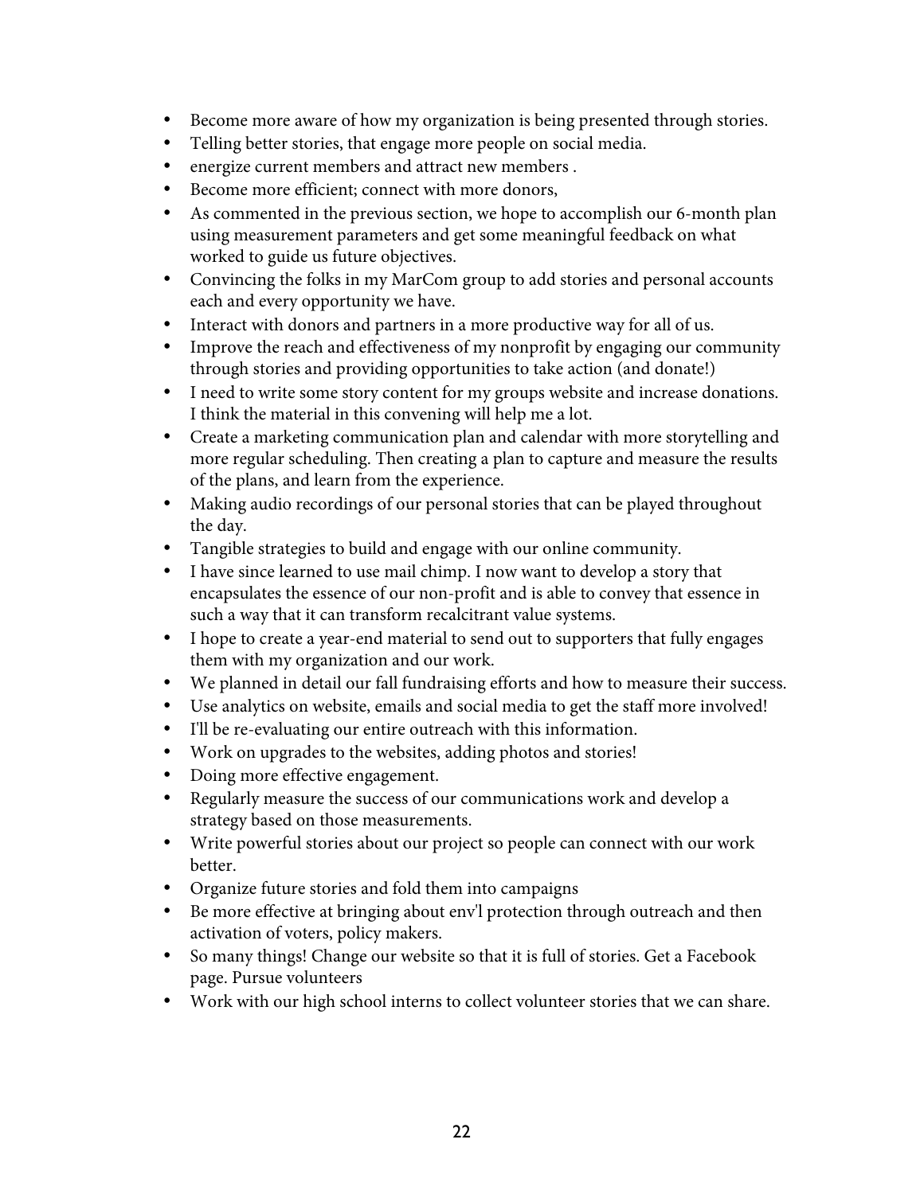- Become more aware of how my organization is being presented through stories.
- Telling better stories, that engage more people on social media.
- energize current members and attract new members .
- Become more efficient; connect with more donors,
- As commented in the previous section, we hope to accomplish our 6-month plan using measurement parameters and get some meaningful feedback on what worked to guide us future objectives.
- Convincing the folks in my MarCom group to add stories and personal accounts each and every opportunity we have.
- Interact with donors and partners in a more productive way for all of us.
- Improve the reach and effectiveness of my nonprofit by engaging our community through stories and providing opportunities to take action (and donate!)
- I need to write some story content for my groups website and increase donations. I think the material in this convening will help me a lot.
- Create a marketing communication plan and calendar with more storytelling and more regular scheduling. Then creating a plan to capture and measure the results of the plans, and learn from the experience.
- Making audio recordings of our personal stories that can be played throughout the day.
- Tangible strategies to build and engage with our online community.
- I have since learned to use mail chimp. I now want to develop a story that encapsulates the essence of our non-profit and is able to convey that essence in such a way that it can transform recalcitrant value systems.
- I hope to create a year-end material to send out to supporters that fully engages them with my organization and our work.
- We planned in detail our fall fundraising efforts and how to measure their success.
- Use analytics on website, emails and social media to get the staff more involved!
- I'll be re-evaluating our entire outreach with this information.
- Work on upgrades to the websites, adding photos and stories!
- Doing more effective engagement.
- Regularly measure the success of our communications work and develop a strategy based on those measurements.
- Write powerful stories about our project so people can connect with our work better.
- Organize future stories and fold them into campaigns
- Be more effective at bringing about env'l protection through outreach and then activation of voters, policy makers.
- So many things! Change our website so that it is full of stories. Get a Facebook page. Pursue volunteers
- Work with our high school interns to collect volunteer stories that we can share.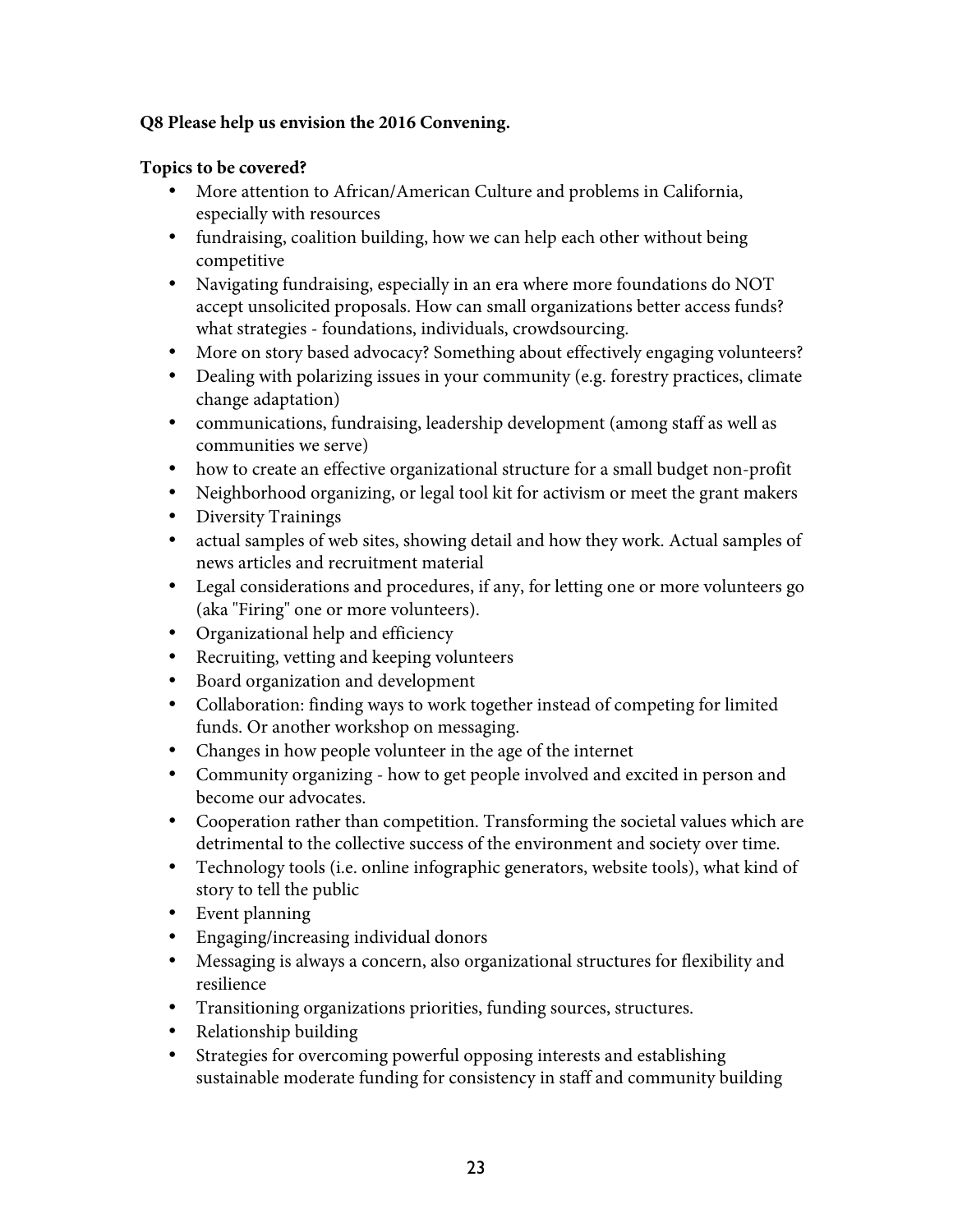**Q8 Please help us envision the 2016 Convening.**

**Topics to be covered?**

- More attention to African/American Culture and problems in California, especially with resources
- fundraising, coalition building, how we can help each other without being competitive
- Navigating fundraising, especially in an era where more foundations do NOT accept unsolicited proposals. How can small organizations better access funds? what strategies - foundations, individuals, crowdsourcing.
- More on story based advocacy? Something about effectively engaging volunteers?
- Dealing with polarizing issues in your community (e.g. forestry practices, climate change adaptation)
- communications, fundraising, leadership development (among staff as well as communities we serve)
- how to create an effective organizational structure for a small budget non-profit
- Neighborhood organizing, or legal tool kit for activism or meet the grant makers
- Diversity Trainings
- actual samples of web sites, showing detail and how they work. Actual samples of news articles and recruitment material
- Legal considerations and procedures, if any, for letting one or more volunteers go (aka "Firing" one or more volunteers).
- Organizational help and efficiency
- Recruiting, vetting and keeping volunteers
- Board organization and development
- Collaboration: finding ways to work together instead of competing for limited funds. Or another workshop on messaging.
- Changes in how people volunteer in the age of the internet
- Community organizing - how to get people involved and excited in person and become our advocates.
- Cooperation rather than competition. Transforming the societal values which are detrimental to the collective success of the environment and society over time.
- Technology tools (i.e. online infographic generators, website tools), what kind of story to tell the public
- Event planning
- Engaging/increasing individual donors
- Messaging is always a concern, also organizational structures for flexibility and resilience
- Transitioning organizations priorities, funding sources, structures.
- Relationship building
- Strategies for overcoming powerful opposing interests and establishing sustainable moderate funding for consistency in staff and community building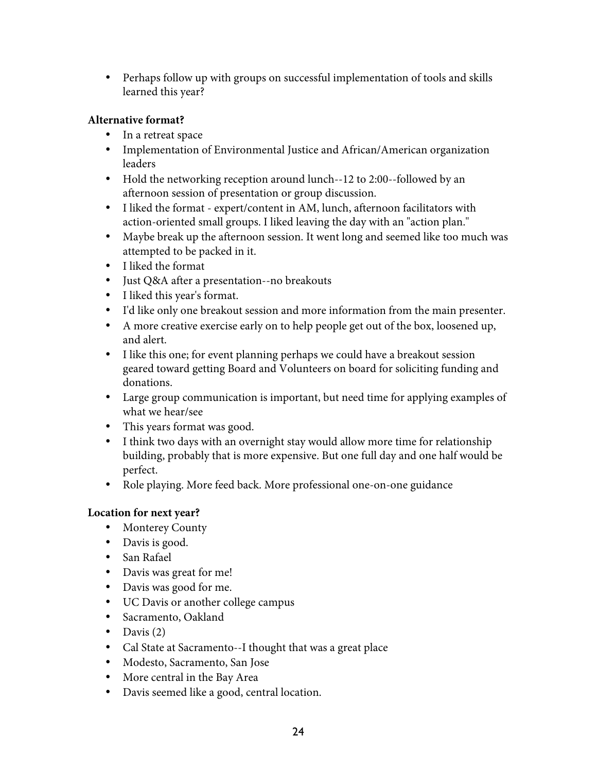- Perhaps follow up with groups on successful implementation of tools and skills learned this year?

**Alternative format?**

- In a retreat space
- Implementation of Environmental Justice and African/American organization leaders
- Hold the networking reception around lunch--12 to 2:00--followed by an afternoon session of presentation or group discussion.
- I liked the format - expert/content in AM, lunch, afternoon facilitators with action-oriented small groups. I liked leaving the day with an "action plan."
- Maybe break up the afternoon session. It went long and seemed like too much was attempted to be packed in it.
- I liked the format
- Just Q&A after a presentation--no breakouts
- I liked this year's format.
- I'd like only one breakout session and more information from the main presenter.
- A more creative exercise early on to help people get out of the box, loosened up, and alert.
- I like this one; for event planning perhaps we could have a breakout session geared toward getting Board and Volunteers on board for soliciting funding and donations.
- Large group communication is important, but need time for applying examples of what we hear/see
- This years format was good.
- I think two days with an overnight stay would allow more time for relationship building, probably that is more expensive. But one full day and one half would be perfect.
- Role playing. More feed back. More professional one-on-one guidance

**Location for next year?**

- Monterey County
- Davis is good.
- San Rafael
- Davis was great for me!
- Davis was good for me.
- UC Davis or another college campus
- Sacramento, Oakland
- Davis (2)
- Cal State at Sacramento--I thought that was a great place
- Modesto, Sacramento, San Jose
- More central in the Bay Area
- Davis seemed like a good, central location.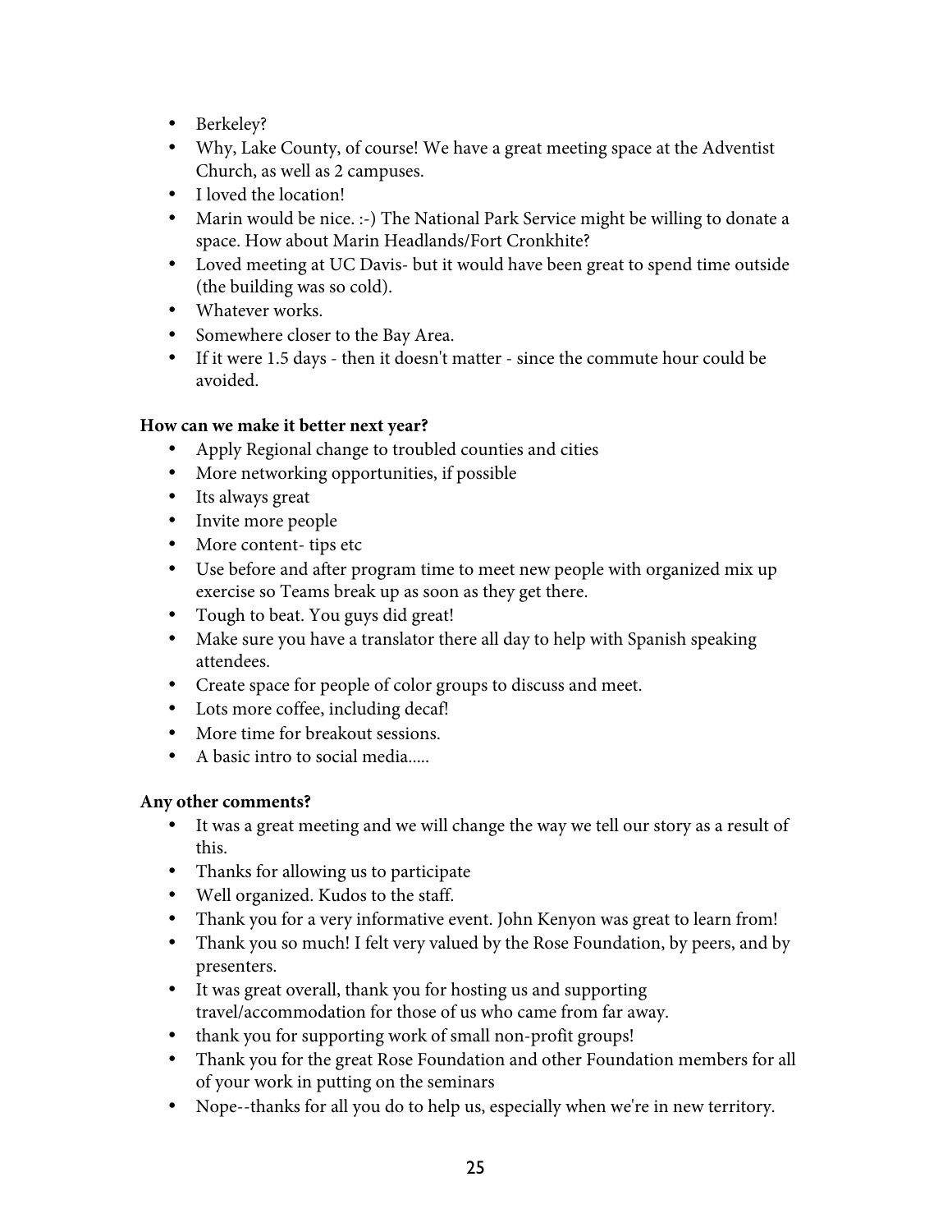- Berkeley?
- Why, Lake County, of course! We have a great meeting space at the Adventist Church, as well as 2 campuses.
- I loved the location!
- Marin would be nice. :-) The National Park Service might be willing to donate a space. How about Marin Headlands/Fort Cronkhite?
- Loved meeting at UC Davis- but it would have been great to spend time outside (the building was so cold).
- Whatever works.
- Somewhere closer to the Bay Area.
- If it were 1.5 days - then it doesn't matter - since the commute hour could be avoided.

**How can we make it better next year?**

- Apply Regional change to troubled counties and cities
- More networking opportunities, if possible
- Its always great
- Invite more people
- More content- tips etc
- Use before and after program time to meet new people with organized mix up exercise so Teams break up as soon as they get there.
- Tough to beat. You guys did great!
- Make sure you have a translator there all day to help with Spanish speaking attendees.
- Create space for people of color groups to discuss and meet.
- Lots more coffee, including decaf!
- More time for breakout sessions.
- A basic intro to social media.....

**Any other comments?**

- It was a great meeting and we will change the way we tell our story as a result of this.
- Thanks for allowing us to participate
- Well organized. Kudos to the staff.
- Thank you for a very informative event. John Kenyon was great to learn from!
- Thank you so much! I felt very valued by the Rose Foundation, by peers, and by presenters.
- It was great overall, thank you for hosting us and supporting travel/accommodation for those of us who came from far away.
- thank you for supporting work of small non-profit groups!
- Thank you for the great Rose Foundation and other Foundation members for all of your work in putting on the seminars
- Nope--thanks for all you do to help us, especially when we're in new territory.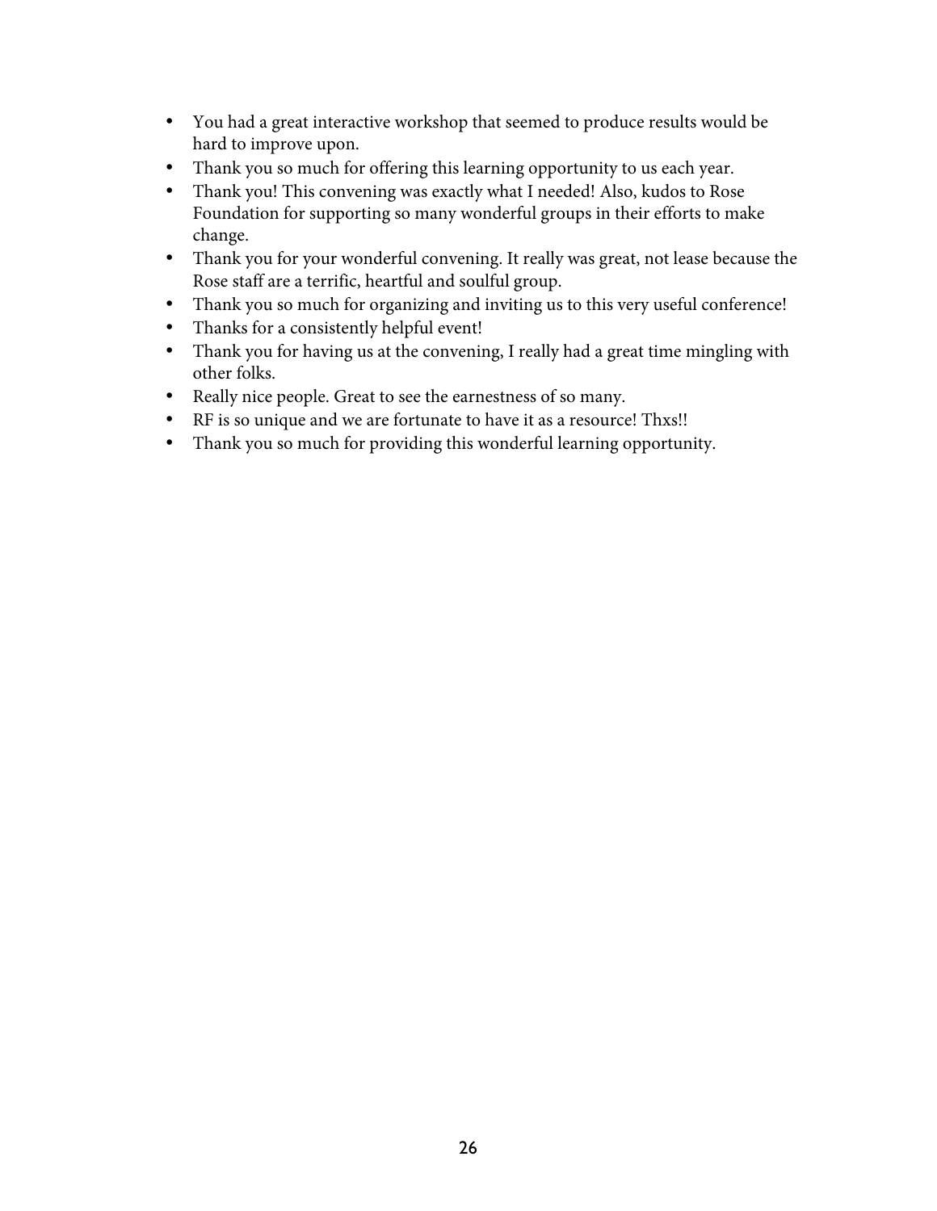- You had a great interactive workshop that seemed to produce results would be hard to improve upon.
- Thank you so much for offering this learning opportunity to us each year.
- Thank you! This convening was exactly what I needed! Also, kudos to Rose Foundation for supporting so many wonderful groups in their efforts to make change.
- Thank you for your wonderful convening. It really was great, not lease because the Rose staff are a terrific, heartful and soulful group.
- Thank you so much for organizing and inviting us to this very useful conference!
- Thanks for a consistently helpful event!
- Thank you for having us at the convening, I really had a great time mingling with other folks.
- Really nice people. Great to see the earnestness of so many.
- RF is so unique and we are fortunate to have it as a resource! Thxs!!
- Thank you so much for providing this wonderful learning opportunity.